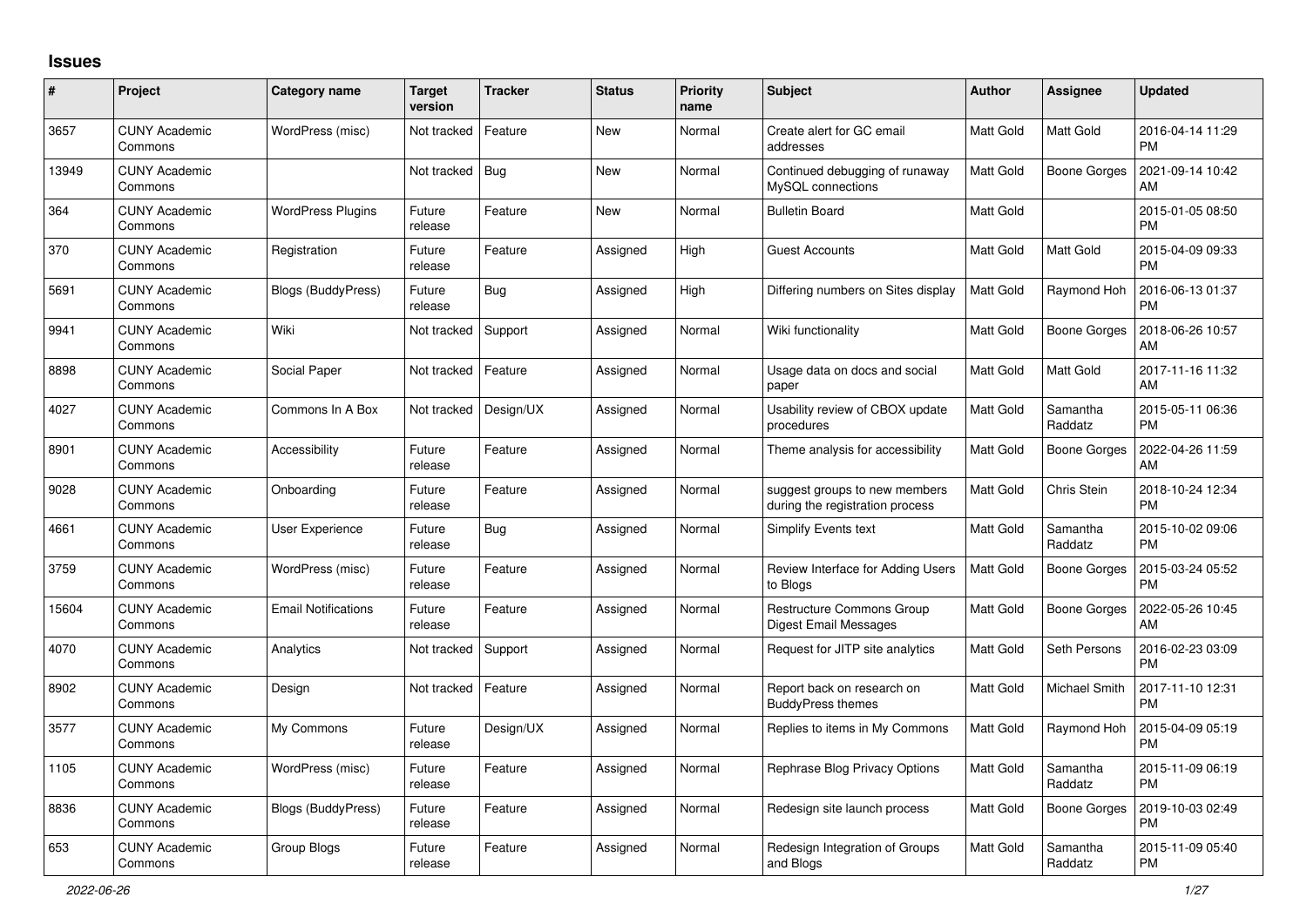# Issues

| # | Project | Category name | Target version | Tracker | Status | Priority name | Subject | Author | Assignee | Updated |
|---|---|---|---|---|---|---|---|---|---|---|
| 3657 | CUNY Academic Commons | WordPress (misc) | Not tracked | Feature | New | Normal | Create alert for GC email addresses | Matt Gold | Matt Gold | 2016-04-14 11:29 PM |
| 13949 | CUNY Academic Commons | | Not tracked | Bug | New | Normal | Continued debugging of runaway MySQL connections | Matt Gold | Boone Gorges | 2021-09-14 10:42 AM |
| 364 | CUNY Academic Commons | WordPress Plugins | Future release | Feature | New | Normal | Bulletin Board | Matt Gold | | 2015-01-05 08:50 PM |
| 370 | CUNY Academic Commons | Registration | Future release | Feature | Assigned | High | Guest Accounts | Matt Gold | Matt Gold | 2015-04-09 09:33 PM |
| 5691 | CUNY Academic Commons | Blogs (BuddyPress) | Future release | Bug | Assigned | High | Differing numbers on Sites display | Matt Gold | Raymond Hoh | 2016-06-13 01:37 PM |
| 9941 | CUNY Academic Commons | Wiki | Not tracked | Support | Assigned | Normal | Wiki functionality | Matt Gold | Boone Gorges | 2018-06-26 10:57 AM |
| 8898 | CUNY Academic Commons | Social Paper | Not tracked | Feature | Assigned | Normal | Usage data on docs and social paper | Matt Gold | Matt Gold | 2017-11-16 11:32 AM |
| 4027 | CUNY Academic Commons | Commons In A Box | Not tracked | Design/UX | Assigned | Normal | Usability review of CBOX update procedures | Matt Gold | Samantha Raddatz | 2015-05-11 06:36 PM |
| 8901 | CUNY Academic Commons | Accessibility | Future release | Feature | Assigned | Normal | Theme analysis for accessibility | Matt Gold | Boone Gorges | 2022-04-26 11:59 AM |
| 9028 | CUNY Academic Commons | Onboarding | Future release | Feature | Assigned | Normal | suggest groups to new members during the registration process | Matt Gold | Chris Stein | 2018-10-24 12:34 PM |
| 4661 | CUNY Academic Commons | User Experience | Future release | Bug | Assigned | Normal | Simplify Events text | Matt Gold | Samantha Raddatz | 2015-10-02 09:06 PM |
| 3759 | CUNY Academic Commons | WordPress (misc) | Future release | Feature | Assigned | Normal | Review Interface for Adding Users to Blogs | Matt Gold | Boone Gorges | 2015-03-24 05:52 PM |
| 15604 | CUNY Academic Commons | Email Notifications | Future release | Feature | Assigned | Normal | Restructure Commons Group Digest Email Messages | Matt Gold | Boone Gorges | 2022-05-26 10:45 AM |
| 4070 | CUNY Academic Commons | Analytics | Not tracked | Support | Assigned | Normal | Request for JITP site analytics | Matt Gold | Seth Persons | 2016-02-23 03:09 PM |
| 8902 | CUNY Academic Commons | Design | Not tracked | Feature | Assigned | Normal | Report back on research on BuddyPress themes | Matt Gold | Michael Smith | 2017-11-10 12:31 PM |
| 3577 | CUNY Academic Commons | My Commons | Future release | Design/UX | Assigned | Normal | Replies to items in My Commons | Matt Gold | Raymond Hoh | 2015-04-09 05:19 PM |
| 1105 | CUNY Academic Commons | WordPress (misc) | Future release | Feature | Assigned | Normal | Rephrase Blog Privacy Options | Matt Gold | Samantha Raddatz | 2015-11-09 06:19 PM |
| 8836 | CUNY Academic Commons | Blogs (BuddyPress) | Future release | Feature | Assigned | Normal | Redesign site launch process | Matt Gold | Boone Gorges | 2019-10-03 02:49 PM |
| 653 | CUNY Academic Commons | Group Blogs | Future release | Feature | Assigned | Normal | Redesign Integration of Groups and Blogs | Matt Gold | Samantha Raddatz | 2015-11-09 05:40 PM |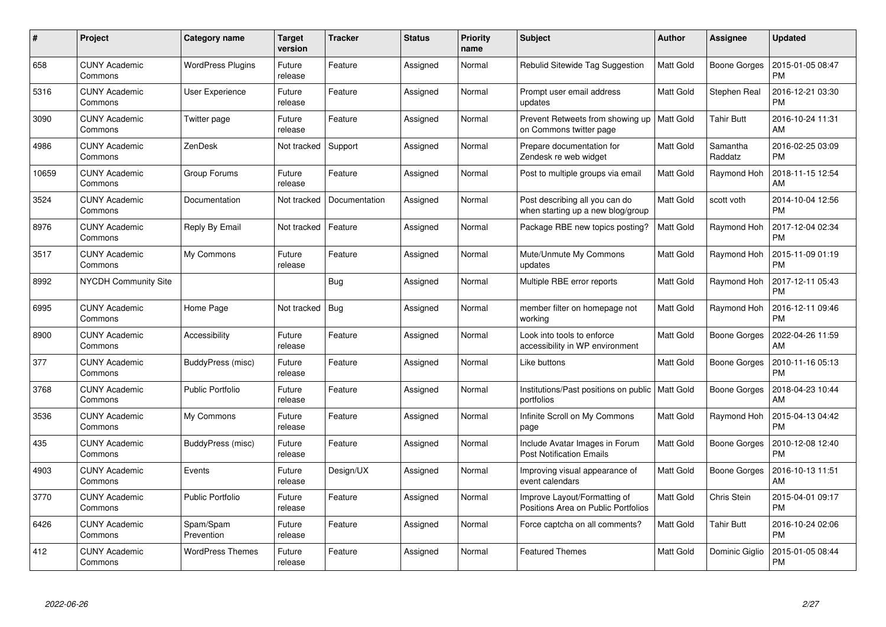| # | Project | Category name | Target version | Tracker | Status | Priority name | Subject | Author | Assignee | Updated |
|---|---|---|---|---|---|---|---|---|---|---|
| 658 | CUNY Academic Commons | WordPress Plugins | Future release | Feature | Assigned | Normal | Rebulid Sitewide Tag Suggestion | Matt Gold | Boone Gorges | 2015-01-05 08:47 PM |
| 5316 | CUNY Academic Commons | User Experience | Future release | Feature | Assigned | Normal | Prompt user email address updates | Matt Gold | Stephen Real | 2016-12-21 03:30 PM |
| 3090 | CUNY Academic Commons | Twitter page | Future release | Feature | Assigned | Normal | Prevent Retweets from showing up on Commons twitter page | Matt Gold | Tahir Butt | 2016-10-24 11:31 AM |
| 4986 | CUNY Academic Commons | ZenDesk | Not tracked | Support | Assigned | Normal | Prepare documentation for Zendesk re web widget | Matt Gold | Samantha Raddatz | 2016-02-25 03:09 PM |
| 10659 | CUNY Academic Commons | Group Forums | Future release | Feature | Assigned | Normal | Post to multiple groups via email | Matt Gold | Raymond Hoh | 2018-11-15 12:54 AM |
| 3524 | CUNY Academic Commons | Documentation | Not tracked | Documentation | Assigned | Normal | Post describing all you can do when starting up a new blog/group | Matt Gold | scott voth | 2014-10-04 12:56 PM |
| 8976 | CUNY Academic Commons | Reply By Email | Not tracked | Feature | Assigned | Normal | Package RBE new topics posting? | Matt Gold | Raymond Hoh | 2017-12-04 02:34 PM |
| 3517 | CUNY Academic Commons | My Commons | Future release | Feature | Assigned | Normal | Mute/Unmute My Commons updates | Matt Gold | Raymond Hoh | 2015-11-09 01:19 PM |
| 8992 | NYCDH Community Site | | | Bug | Assigned | Normal | Multiple RBE error reports | Matt Gold | Raymond Hoh | 2017-12-11 05:43 PM |
| 6995 | CUNY Academic Commons | Home Page | Not tracked | Bug | Assigned | Normal | member filter on homepage not working | Matt Gold | Raymond Hoh | 2016-12-11 09:46 PM |
| 8900 | CUNY Academic Commons | Accessibility | Future release | Feature | Assigned | Normal | Look into tools to enforce accessibility in WP environment | Matt Gold | Boone Gorges | 2022-04-26 11:59 AM |
| 377 | CUNY Academic Commons | BuddyPress (misc) | Future release | Feature | Assigned | Normal | Like buttons | Matt Gold | Boone Gorges | 2010-11-16 05:13 PM |
| 3768 | CUNY Academic Commons | Public Portfolio | Future release | Feature | Assigned | Normal | Institutions/Past positions on public portfolios | Matt Gold | Boone Gorges | 2018-04-23 10:44 AM |
| 3536 | CUNY Academic Commons | My Commons | Future release | Feature | Assigned | Normal | Infinite Scroll on My Commons page | Matt Gold | Raymond Hoh | 2015-04-13 04:42 PM |
| 435 | CUNY Academic Commons | BuddyPress (misc) | Future release | Feature | Assigned | Normal | Include Avatar Images in Forum Post Notification Emails | Matt Gold | Boone Gorges | 2010-12-08 12:40 PM |
| 4903 | CUNY Academic Commons | Events | Future release | Design/UX | Assigned | Normal | Improving visual appearance of event calendars | Matt Gold | Boone Gorges | 2016-10-13 11:51 AM |
| 3770 | CUNY Academic Commons | Public Portfolio | Future release | Feature | Assigned | Normal | Improve Layout/Formatting of Positions Area on Public Portfolios | Matt Gold | Chris Stein | 2015-04-01 09:17 PM |
| 6426 | CUNY Academic Commons | Spam/Spam Prevention | Future release | Feature | Assigned | Normal | Force captcha on all comments? | Matt Gold | Tahir Butt | 2016-10-24 02:06 PM |
| 412 | CUNY Academic Commons | WordPress Themes | Future release | Feature | Assigned | Normal | Featured Themes | Matt Gold | Dominic Giglio | 2015-01-05 08:44 PM |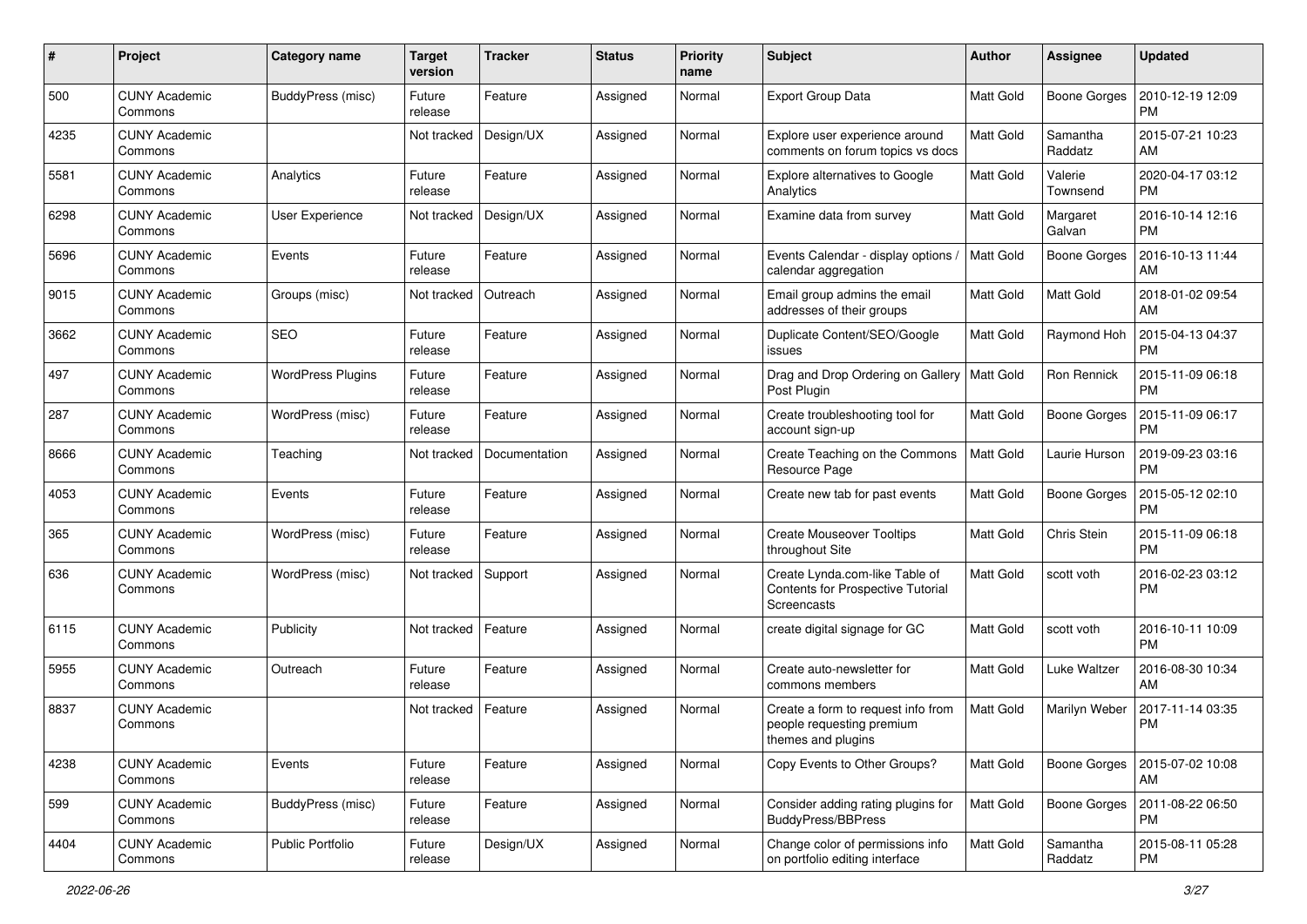| # | Project | Category name | Target version | Tracker | Status | Priority name | Subject | Author | Assignee | Updated |
|---|---|---|---|---|---|---|---|---|---|---|
| 500 | CUNY Academic Commons | BuddyPress (misc) | Future release | Feature | Assigned | Normal | Export Group Data | Matt Gold | Boone Gorges | 2010-12-19 12:09 PM |
| 4235 | CUNY Academic Commons | | Not tracked | Design/UX | Assigned | Normal | Explore user experience around comments on forum topics vs docs | Matt Gold | Samantha Raddatz | 2015-07-21 10:23 AM |
| 5581 | CUNY Academic Commons | Analytics | Future release | Feature | Assigned | Normal | Explore alternatives to Google Analytics | Matt Gold | Valerie Townsend | 2020-04-17 03:12 PM |
| 6298 | CUNY Academic Commons | User Experience | Not tracked | Design/UX | Assigned | Normal | Examine data from survey | Matt Gold | Margaret Galvan | 2016-10-14 12:16 PM |
| 5696 | CUNY Academic Commons | Events | Future release | Feature | Assigned | Normal | Events Calendar - display options / calendar aggregation | Matt Gold | Boone Gorges | 2016-10-13 11:44 AM |
| 9015 | CUNY Academic Commons | Groups (misc) | Not tracked | Outreach | Assigned | Normal | Email group admins the email addresses of their groups | Matt Gold | Matt Gold | 2018-01-02 09:54 AM |
| 3662 | CUNY Academic Commons | SEO | Future release | Feature | Assigned | Normal | Duplicate Content/SEO/Google issues | Matt Gold | Raymond Hoh | 2015-04-13 04:37 PM |
| 497 | CUNY Academic Commons | WordPress Plugins | Future release | Feature | Assigned | Normal | Drag and Drop Ordering on Gallery Post Plugin | Matt Gold | Ron Rennick | 2015-11-09 06:18 PM |
| 287 | CUNY Academic Commons | WordPress (misc) | Future release | Feature | Assigned | Normal | Create troubleshooting tool for account sign-up | Matt Gold | Boone Gorges | 2015-11-09 06:17 PM |
| 8666 | CUNY Academic Commons | Teaching | Not tracked | Documentation | Assigned | Normal | Create Teaching on the Commons Resource Page | Matt Gold | Laurie Hurson | 2019-09-23 03:16 PM |
| 4053 | CUNY Academic Commons | Events | Future release | Feature | Assigned | Normal | Create new tab for past events | Matt Gold | Boone Gorges | 2015-05-12 02:10 PM |
| 365 | CUNY Academic Commons | WordPress (misc) | Future release | Feature | Assigned | Normal | Create Mouseover Tooltips throughout Site | Matt Gold | Chris Stein | 2015-11-09 06:18 PM |
| 636 | CUNY Academic Commons | WordPress (misc) | Not tracked | Support | Assigned | Normal | Create Lynda.com-like Table of Contents for Prospective Tutorial Screencasts | Matt Gold | scott voth | 2016-02-23 03:12 PM |
| 6115 | CUNY Academic Commons | Publicity | Not tracked | Feature | Assigned | Normal | create digital signage for GC | Matt Gold | scott voth | 2016-10-11 10:09 PM |
| 5955 | CUNY Academic Commons | Outreach | Future release | Feature | Assigned | Normal | Create auto-newsletter for commons members | Matt Gold | Luke Waltzer | 2016-08-30 10:34 AM |
| 8837 | CUNY Academic Commons | | Not tracked | Feature | Assigned | Normal | Create a form to request info from people requesting premium themes and plugins | Matt Gold | Marilyn Weber | 2017-11-14 03:35 PM |
| 4238 | CUNY Academic Commons | Events | Future release | Feature | Assigned | Normal | Copy Events to Other Groups? | Matt Gold | Boone Gorges | 2015-07-02 10:08 AM |
| 599 | CUNY Academic Commons | BuddyPress (misc) | Future release | Feature | Assigned | Normal | Consider adding rating plugins for BuddyPress/BBPress | Matt Gold | Boone Gorges | 2011-08-22 06:50 PM |
| 4404 | CUNY Academic Commons | Public Portfolio | Future release | Design/UX | Assigned | Normal | Change color of permissions info on portfolio editing interface | Matt Gold | Samantha Raddatz | 2015-08-11 05:28 PM |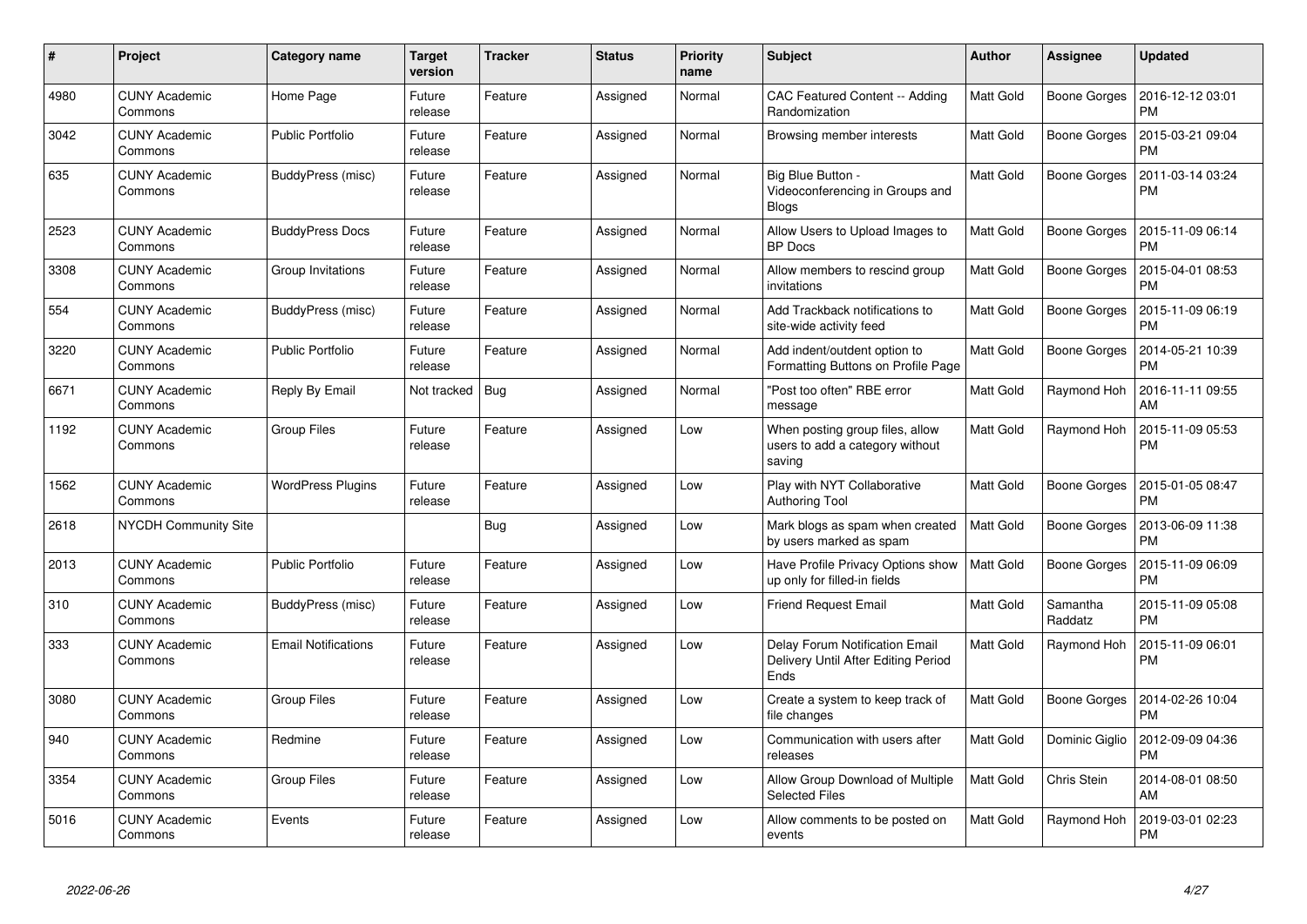| # | Project | Category name | Target version | Tracker | Status | Priority name | Subject | Author | Assignee | Updated |
|---|---|---|---|---|---|---|---|---|---|---|
| 4980 | CUNY Academic Commons | Home Page | Future release | Feature | Assigned | Normal | CAC Featured Content -- Adding Randomization | Matt Gold | Boone Gorges | 2016-12-12 03:01 PM |
| 3042 | CUNY Academic Commons | Public Portfolio | Future release | Feature | Assigned | Normal | Browsing member interests | Matt Gold | Boone Gorges | 2015-03-21 09:04 PM |
| 635 | CUNY Academic Commons | BuddyPress (misc) | Future release | Feature | Assigned | Normal | Big Blue Button - Videoconferencing in Groups and Blogs | Matt Gold | Boone Gorges | 2011-03-14 03:24 PM |
| 2523 | CUNY Academic Commons | BuddyPress Docs | Future release | Feature | Assigned | Normal | Allow Users to Upload Images to BP Docs | Matt Gold | Boone Gorges | 2015-11-09 06:14 PM |
| 3308 | CUNY Academic Commons | Group Invitations | Future release | Feature | Assigned | Normal | Allow members to rescind group invitations | Matt Gold | Boone Gorges | 2015-04-01 08:53 PM |
| 554 | CUNY Academic Commons | BuddyPress (misc) | Future release | Feature | Assigned | Normal | Add Trackback notifications to site-wide activity feed | Matt Gold | Boone Gorges | 2015-11-09 06:19 PM |
| 3220 | CUNY Academic Commons | Public Portfolio | Future release | Feature | Assigned | Normal | Add indent/outdent option to Formatting Buttons on Profile Page | Matt Gold | Boone Gorges | 2014-05-21 10:39 PM |
| 6671 | CUNY Academic Commons | Reply By Email | Not tracked | Bug | Assigned | Normal | "Post too often" RBE error message | Matt Gold | Raymond Hoh | 2016-11-11 09:55 AM |
| 1192 | CUNY Academic Commons | Group Files | Future release | Feature | Assigned | Low | When posting group files, allow users to add a category without saving | Matt Gold | Raymond Hoh | 2015-11-09 05:53 PM |
| 1562 | CUNY Academic Commons | WordPress Plugins | Future release | Feature | Assigned | Low | Play with NYT Collaborative Authoring Tool | Matt Gold | Boone Gorges | 2015-01-05 08:47 PM |
| 2618 | NYCDH Community Site | | | Bug | Assigned | Low | Mark blogs as spam when created by users marked as spam | Matt Gold | Boone Gorges | 2013-06-09 11:38 PM |
| 2013 | CUNY Academic Commons | Public Portfolio | Future release | Feature | Assigned | Low | Have Profile Privacy Options show up only for filled-in fields | Matt Gold | Boone Gorges | 2015-11-09 06:09 PM |
| 310 | CUNY Academic Commons | BuddyPress (misc) | Future release | Feature | Assigned | Low | Friend Request Email | Matt Gold | Samantha Raddatz | 2015-11-09 05:08 PM |
| 333 | CUNY Academic Commons | Email Notifications | Future release | Feature | Assigned | Low | Delay Forum Notification Email Delivery Until After Editing Period Ends | Matt Gold | Raymond Hoh | 2015-11-09 06:01 PM |
| 3080 | CUNY Academic Commons | Group Files | Future release | Feature | Assigned | Low | Create a system to keep track of file changes | Matt Gold | Boone Gorges | 2014-02-26 10:04 PM |
| 940 | CUNY Academic Commons | Redmine | Future release | Feature | Assigned | Low | Communication with users after releases | Matt Gold | Dominic Giglio | 2012-09-09 04:36 PM |
| 3354 | CUNY Academic Commons | Group Files | Future release | Feature | Assigned | Low | Allow Group Download of Multiple Selected Files | Matt Gold | Chris Stein | 2014-08-01 08:50 AM |
| 5016 | CUNY Academic Commons | Events | Future release | Feature | Assigned | Low | Allow comments to be posted on events | Matt Gold | Raymond Hoh | 2019-03-01 02:23 PM |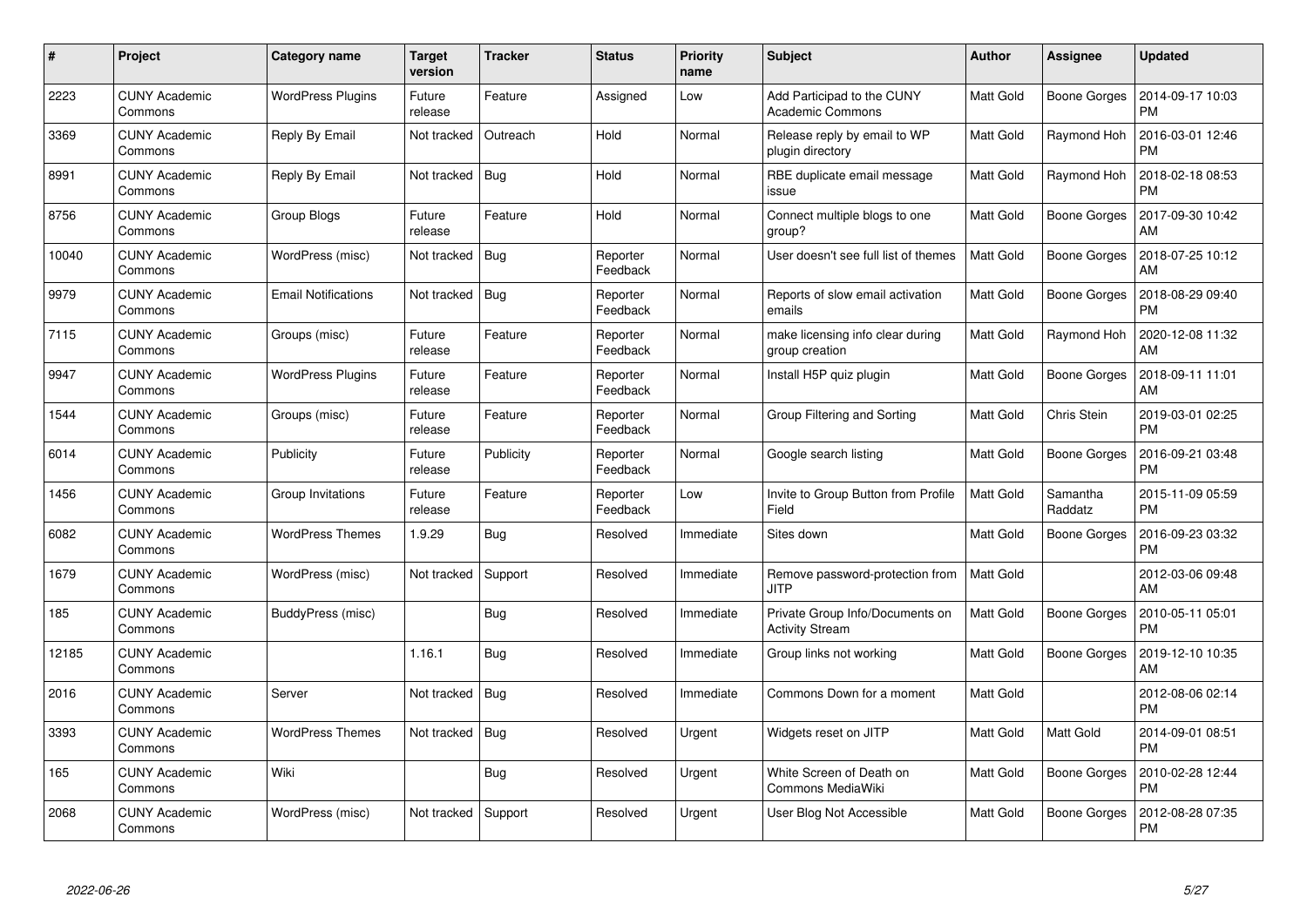| # | Project | Category name | Target version | Tracker | Status | Priority name | Subject | Author | Assignee | Updated |
|---|---|---|---|---|---|---|---|---|---|---|
| 2223 | CUNY Academic Commons | WordPress Plugins | Future release | Feature | Assigned | Low | Add Participad to the CUNY Academic Commons | Matt Gold | Boone Gorges | 2014-09-17 10:03 PM |
| 3369 | CUNY Academic Commons | Reply By Email | Not tracked | Outreach | Hold | Normal | Release reply by email to WP plugin directory | Matt Gold | Raymond Hoh | 2016-03-01 12:46 PM |
| 8991 | CUNY Academic Commons | Reply By Email | Not tracked | Bug | Hold | Normal | RBE duplicate email message issue | Matt Gold | Raymond Hoh | 2018-02-18 08:53 PM |
| 8756 | CUNY Academic Commons | Group Blogs | Future release | Feature | Hold | Normal | Connect multiple blogs to one group? | Matt Gold | Boone Gorges | 2017-09-30 10:42 AM |
| 10040 | CUNY Academic Commons | WordPress (misc) | Not tracked | Bug | Reporter Feedback | Normal | User doesn't see full list of themes | Matt Gold | Boone Gorges | 2018-07-25 10:12 AM |
| 9979 | CUNY Academic Commons | Email Notifications | Not tracked | Bug | Reporter Feedback | Normal | Reports of slow email activation emails | Matt Gold | Boone Gorges | 2018-08-29 09:40 PM |
| 7115 | CUNY Academic Commons | Groups (misc) | Future release | Feature | Reporter Feedback | Normal | make licensing info clear during group creation | Matt Gold | Raymond Hoh | 2020-12-08 11:32 AM |
| 9947 | CUNY Academic Commons | WordPress Plugins | Future release | Feature | Reporter Feedback | Normal | Install H5P quiz plugin | Matt Gold | Boone Gorges | 2018-09-11 11:01 AM |
| 1544 | CUNY Academic Commons | Groups (misc) | Future release | Feature | Reporter Feedback | Normal | Group Filtering and Sorting | Matt Gold | Chris Stein | 2019-03-01 02:25 PM |
| 6014 | CUNY Academic Commons | Publicity | Future release | Publicity | Reporter Feedback | Normal | Google search listing | Matt Gold | Boone Gorges | 2016-09-21 03:48 PM |
| 1456 | CUNY Academic Commons | Group Invitations | Future release | Feature | Reporter Feedback | Low | Invite to Group Button from Profile Field | Matt Gold | Samantha Raddatz | 2015-11-09 05:59 PM |
| 6082 | CUNY Academic Commons | WordPress Themes | 1.9.29 | Bug | Resolved | Immediate | Sites down | Matt Gold | Boone Gorges | 2016-09-23 03:32 PM |
| 1679 | CUNY Academic Commons | WordPress (misc) | Not tracked | Support | Resolved | Immediate | Remove password-protection from JITP | Matt Gold | | 2012-03-06 09:48 AM |
| 185 | CUNY Academic Commons | BuddyPress (misc) | | Bug | Resolved | Immediate | Private Group Info/Documents on Activity Stream | Matt Gold | Boone Gorges | 2010-05-11 05:01 PM |
| 12185 | CUNY Academic Commons | | 1.16.1 | Bug | Resolved | Immediate | Group links not working | Matt Gold | Boone Gorges | 2019-12-10 10:35 AM |
| 2016 | CUNY Academic Commons | Server | Not tracked | Bug | Resolved | Immediate | Commons Down for a moment | Matt Gold | | 2012-08-06 02:14 PM |
| 3393 | CUNY Academic Commons | WordPress Themes | Not tracked | Bug | Resolved | Urgent | Widgets reset on JITP | Matt Gold | Matt Gold | 2014-09-01 08:51 PM |
| 165 | CUNY Academic Commons | Wiki | | Bug | Resolved | Urgent | White Screen of Death on Commons MediaWiki | Matt Gold | Boone Gorges | 2010-02-28 12:44 PM |
| 2068 | CUNY Academic Commons | WordPress (misc) | Not tracked | Support | Resolved | Urgent | User Blog Not Accessible | Matt Gold | Boone Gorges | 2012-08-28 07:35 PM |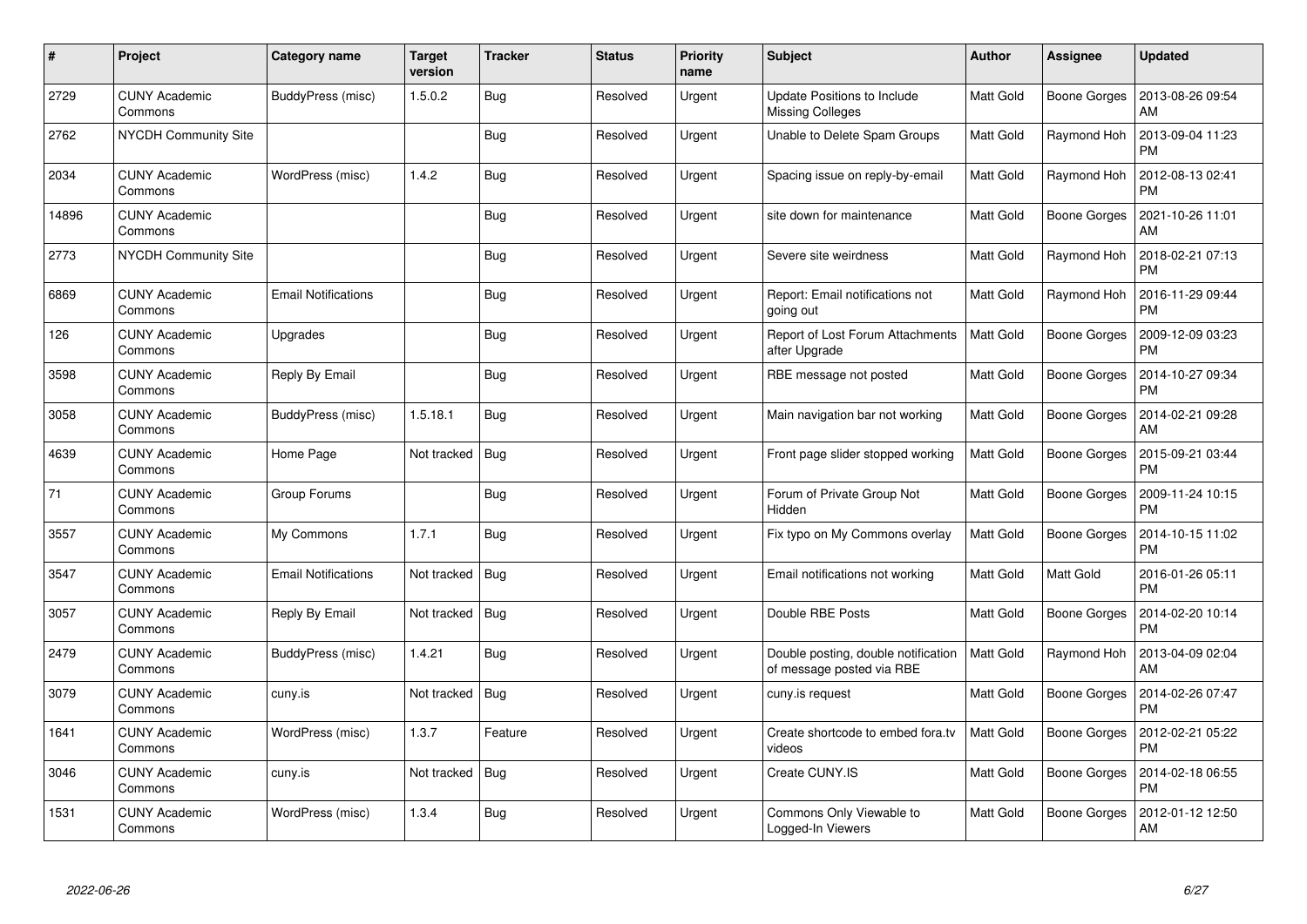| # | Project | Category name | Target version | Tracker | Status | Priority name | Subject | Author | Assignee | Updated |
|---|---|---|---|---|---|---|---|---|---|---|
| 2729 | CUNY Academic Commons | BuddyPress (misc) | 1.5.0.2 | Bug | Resolved | Urgent | Update Positions to Include Missing Colleges | Matt Gold | Boone Gorges | 2013-08-26 09:54 AM |
| 2762 | NYCDH Community Site | | | Bug | Resolved | Urgent | Unable to Delete Spam Groups | Matt Gold | Raymond Hoh | 2013-09-04 11:23 PM |
| 2034 | CUNY Academic Commons | WordPress (misc) | 1.4.2 | Bug | Resolved | Urgent | Spacing issue on reply-by-email | Matt Gold | Raymond Hoh | 2012-08-13 02:41 PM |
| 14896 | CUNY Academic Commons | | | Bug | Resolved | Urgent | site down for maintenance | Matt Gold | Boone Gorges | 2021-10-26 11:01 AM |
| 2773 | NYCDH Community Site | | | Bug | Resolved | Urgent | Severe site weirdness | Matt Gold | Raymond Hoh | 2018-02-21 07:13 PM |
| 6869 | CUNY Academic Commons | Email Notifications | | Bug | Resolved | Urgent | Report: Email notifications not going out | Matt Gold | Raymond Hoh | 2016-11-29 09:44 PM |
| 126 | CUNY Academic Commons | Upgrades | | Bug | Resolved | Urgent | Report of Lost Forum Attachments after Upgrade | Matt Gold | Boone Gorges | 2009-12-09 03:23 PM |
| 3598 | CUNY Academic Commons | Reply By Email | | Bug | Resolved | Urgent | RBE message not posted | Matt Gold | Boone Gorges | 2014-10-27 09:34 PM |
| 3058 | CUNY Academic Commons | BuddyPress (misc) | 1.5.18.1 | Bug | Resolved | Urgent | Main navigation bar not working | Matt Gold | Boone Gorges | 2014-02-21 09:28 AM |
| 4639 | CUNY Academic Commons | Home Page | Not tracked | Bug | Resolved | Urgent | Front page slider stopped working | Matt Gold | Boone Gorges | 2015-09-21 03:44 PM |
| 71 | CUNY Academic Commons | Group Forums | | Bug | Resolved | Urgent | Forum of Private Group Not Hidden | Matt Gold | Boone Gorges | 2009-11-24 10:15 PM |
| 3557 | CUNY Academic Commons | My Commons | 1.7.1 | Bug | Resolved | Urgent | Fix typo on My Commons overlay | Matt Gold | Boone Gorges | 2014-10-15 11:02 PM |
| 3547 | CUNY Academic Commons | Email Notifications | Not tracked | Bug | Resolved | Urgent | Email notifications not working | Matt Gold | Matt Gold | 2016-01-26 05:11 PM |
| 3057 | CUNY Academic Commons | Reply By Email | Not tracked | Bug | Resolved | Urgent | Double RBE Posts | Matt Gold | Boone Gorges | 2014-02-20 10:14 PM |
| 2479 | CUNY Academic Commons | BuddyPress (misc) | 1.4.21 | Bug | Resolved | Urgent | Double posting, double notification of message posted via RBE | Matt Gold | Raymond Hoh | 2013-04-09 02:04 AM |
| 3079 | CUNY Academic Commons | cuny.is | Not tracked | Bug | Resolved | Urgent | cuny.is request | Matt Gold | Boone Gorges | 2014-02-26 07:47 PM |
| 1641 | CUNY Academic Commons | WordPress (misc) | 1.3.7 | Feature | Resolved | Urgent | Create shortcode to embed fora.tv videos | Matt Gold | Boone Gorges | 2012-02-21 05:22 PM |
| 3046 | CUNY Academic Commons | cuny.is | Not tracked | Bug | Resolved | Urgent | Create CUNY.IS | Matt Gold | Boone Gorges | 2014-02-18 06:55 PM |
| 1531 | CUNY Academic Commons | WordPress (misc) | 1.3.4 | Bug | Resolved | Urgent | Commons Only Viewable to Logged-In Viewers | Matt Gold | Boone Gorges | 2012-01-12 12:50 AM |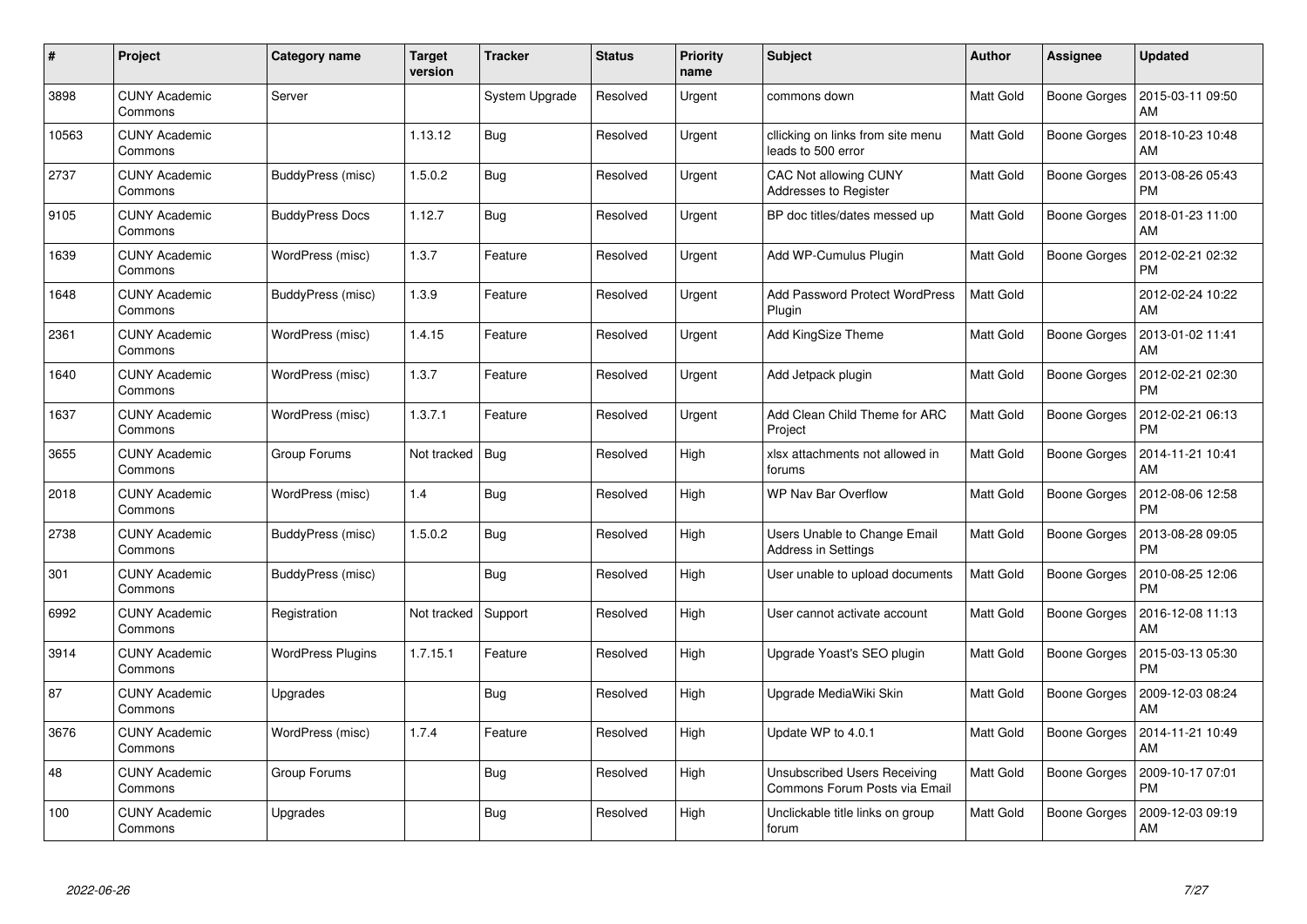| # | Project | Category name | Target version | Tracker | Status | Priority name | Subject | Author | Assignee | Updated |
|---|---|---|---|---|---|---|---|---|---|---|
| 3898 | CUNY Academic Commons | Server | | System Upgrade | Resolved | Urgent | commons down | Matt Gold | Boone Gorges | 2015-03-11 09:50 AM |
| 10563 | CUNY Academic Commons | | 1.13.12 | Bug | Resolved | Urgent | cllicking on links from site menu leads to 500 error | Matt Gold | Boone Gorges | 2018-10-23 10:48 AM |
| 2737 | CUNY Academic Commons | BuddyPress (misc) | 1.5.0.2 | Bug | Resolved | Urgent | CAC Not allowing CUNY Addresses to Register | Matt Gold | Boone Gorges | 2013-08-26 05:43 PM |
| 9105 | CUNY Academic Commons | BuddyPress Docs | 1.12.7 | Bug | Resolved | Urgent | BP doc titles/dates messed up | Matt Gold | Boone Gorges | 2018-01-23 11:00 AM |
| 1639 | CUNY Academic Commons | WordPress (misc) | 1.3.7 | Feature | Resolved | Urgent | Add WP-Cumulus Plugin | Matt Gold | Boone Gorges | 2012-02-21 02:32 PM |
| 1648 | CUNY Academic Commons | BuddyPress (misc) | 1.3.9 | Feature | Resolved | Urgent | Add Password Protect WordPress Plugin | Matt Gold | | 2012-02-24 10:22 AM |
| 2361 | CUNY Academic Commons | WordPress (misc) | 1.4.15 | Feature | Resolved | Urgent | Add KingSize Theme | Matt Gold | Boone Gorges | 2013-01-02 11:41 AM |
| 1640 | CUNY Academic Commons | WordPress (misc) | 1.3.7 | Feature | Resolved | Urgent | Add Jetpack plugin | Matt Gold | Boone Gorges | 2012-02-21 02:30 PM |
| 1637 | CUNY Academic Commons | WordPress (misc) | 1.3.7.1 | Feature | Resolved | Urgent | Add Clean Child Theme for ARC Project | Matt Gold | Boone Gorges | 2012-02-21 06:13 PM |
| 3655 | CUNY Academic Commons | Group Forums | Not tracked | Bug | Resolved | High | xlsx attachments not allowed in forums | Matt Gold | Boone Gorges | 2014-11-21 10:41 AM |
| 2018 | CUNY Academic Commons | WordPress (misc) | 1.4 | Bug | Resolved | High | WP Nav Bar Overflow | Matt Gold | Boone Gorges | 2012-08-06 12:58 PM |
| 2738 | CUNY Academic Commons | BuddyPress (misc) | 1.5.0.2 | Bug | Resolved | High | Users Unable to Change Email Address in Settings | Matt Gold | Boone Gorges | 2013-08-28 09:05 PM |
| 301 | CUNY Academic Commons | BuddyPress (misc) | | Bug | Resolved | High | User unable to upload documents | Matt Gold | Boone Gorges | 2010-08-25 12:06 PM |
| 6992 | CUNY Academic Commons | Registration | Not tracked | Support | Resolved | High | User cannot activate account | Matt Gold | Boone Gorges | 2016-12-08 11:13 AM |
| 3914 | CUNY Academic Commons | WordPress Plugins | 1.7.15.1 | Feature | Resolved | High | Upgrade Yoast's SEO plugin | Matt Gold | Boone Gorges | 2015-03-13 05:30 PM |
| 87 | CUNY Academic Commons | Upgrades | | Bug | Resolved | High | Upgrade MediaWiki Skin | Matt Gold | Boone Gorges | 2009-12-03 08:24 AM |
| 3676 | CUNY Academic Commons | WordPress (misc) | 1.7.4 | Feature | Resolved | High | Update WP to 4.0.1 | Matt Gold | Boone Gorges | 2014-11-21 10:49 AM |
| 48 | CUNY Academic Commons | Group Forums | | Bug | Resolved | High | Unsubscribed Users Receiving Commons Forum Posts via Email | Matt Gold | Boone Gorges | 2009-10-17 07:01 PM |
| 100 | CUNY Academic Commons | Upgrades | | Bug | Resolved | High | Unclickable title links on group forum | Matt Gold | Boone Gorges | 2009-12-03 09:19 AM |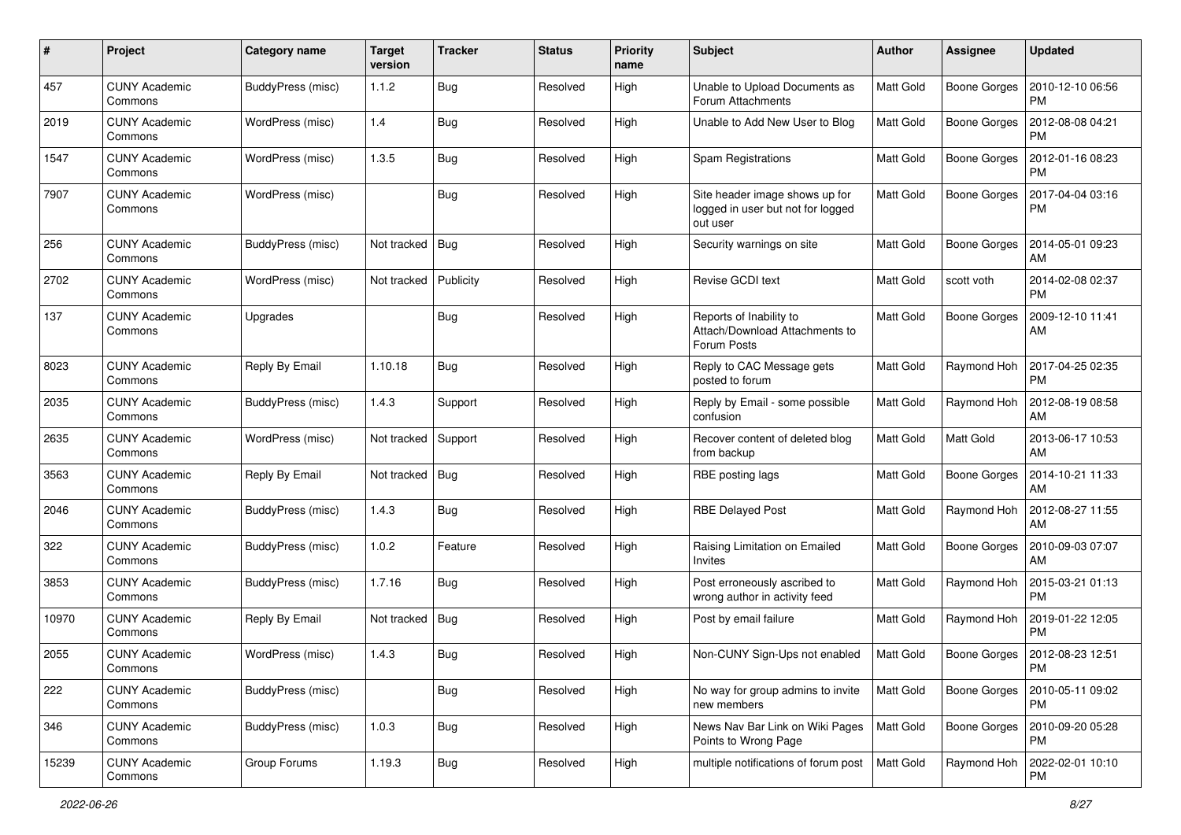| # | Project | Category name | Target version | Tracker | Status | Priority name | Subject | Author | Assignee | Updated |
|---|---|---|---|---|---|---|---|---|---|---|
| 457 | CUNY Academic Commons | BuddyPress (misc) | 1.1.2 | Bug | Resolved | High | Unable to Upload Documents as Forum Attachments | Matt Gold | Boone Gorges | 2010-12-10 06:56 PM |
| 2019 | CUNY Academic Commons | WordPress (misc) | 1.4 | Bug | Resolved | High | Unable to Add New User to Blog | Matt Gold | Boone Gorges | 2012-08-08 04:21 PM |
| 1547 | CUNY Academic Commons | WordPress (misc) | 1.3.5 | Bug | Resolved | High | Spam Registrations | Matt Gold | Boone Gorges | 2012-01-16 08:23 PM |
| 7907 | CUNY Academic Commons | WordPress (misc) | | Bug | Resolved | High | Site header image shows up for logged in user but not for logged out user | Matt Gold | Boone Gorges | 2017-04-04 03:16 PM |
| 256 | CUNY Academic Commons | BuddyPress (misc) | Not tracked | Bug | Resolved | High | Security warnings on site | Matt Gold | Boone Gorges | 2014-05-01 09:23 AM |
| 2702 | CUNY Academic Commons | WordPress (misc) | Not tracked | Publicity | Resolved | High | Revise GCDI text | Matt Gold | scott voth | 2014-02-08 02:37 PM |
| 137 | CUNY Academic Commons | Upgrades | | Bug | Resolved | High | Reports of Inability to Attach/Download Attachments to Forum Posts | Matt Gold | Boone Gorges | 2009-12-10 11:41 AM |
| 8023 | CUNY Academic Commons | Reply By Email | 1.10.18 | Bug | Resolved | High | Reply to CAC Message gets posted to forum | Matt Gold | Raymond Hoh | 2017-04-25 02:35 PM |
| 2035 | CUNY Academic Commons | BuddyPress (misc) | 1.4.3 | Support | Resolved | High | Reply by Email - some possible confusion | Matt Gold | Raymond Hoh | 2012-08-19 08:58 AM |
| 2635 | CUNY Academic Commons | WordPress (misc) | Not tracked | Support | Resolved | High | Recover content of deleted blog from backup | Matt Gold | Matt Gold | 2013-06-17 10:53 AM |
| 3563 | CUNY Academic Commons | Reply By Email | Not tracked | Bug | Resolved | High | RBE posting lags | Matt Gold | Boone Gorges | 2014-10-21 11:33 AM |
| 2046 | CUNY Academic Commons | BuddyPress (misc) | 1.4.3 | Bug | Resolved | High | RBE Delayed Post | Matt Gold | Raymond Hoh | 2012-08-27 11:55 AM |
| 322 | CUNY Academic Commons | BuddyPress (misc) | 1.0.2 | Feature | Resolved | High | Raising Limitation on Emailed Invites | Matt Gold | Boone Gorges | 2010-09-03 07:07 AM |
| 3853 | CUNY Academic Commons | BuddyPress (misc) | 1.7.16 | Bug | Resolved | High | Post erroneously ascribed to wrong author in activity feed | Matt Gold | Raymond Hoh | 2015-03-21 01:13 PM |
| 10970 | CUNY Academic Commons | Reply By Email | Not tracked | Bug | Resolved | High | Post by email failure | Matt Gold | Raymond Hoh | 2019-01-22 12:05 PM |
| 2055 | CUNY Academic Commons | WordPress (misc) | 1.4.3 | Bug | Resolved | High | Non-CUNY Sign-Ups not enabled | Matt Gold | Boone Gorges | 2012-08-23 12:51 PM |
| 222 | CUNY Academic Commons | BuddyPress (misc) | | Bug | Resolved | High | No way for group admins to invite new members | Matt Gold | Boone Gorges | 2010-05-11 09:02 PM |
| 346 | CUNY Academic Commons | BuddyPress (misc) | 1.0.3 | Bug | Resolved | High | News Nav Bar Link on Wiki Pages Points to Wrong Page | Matt Gold | Boone Gorges | 2010-09-20 05:28 PM |
| 15239 | CUNY Academic Commons | Group Forums | 1.19.3 | Bug | Resolved | High | multiple notifications of forum post | Matt Gold | Raymond Hoh | 2022-02-01 10:10 PM |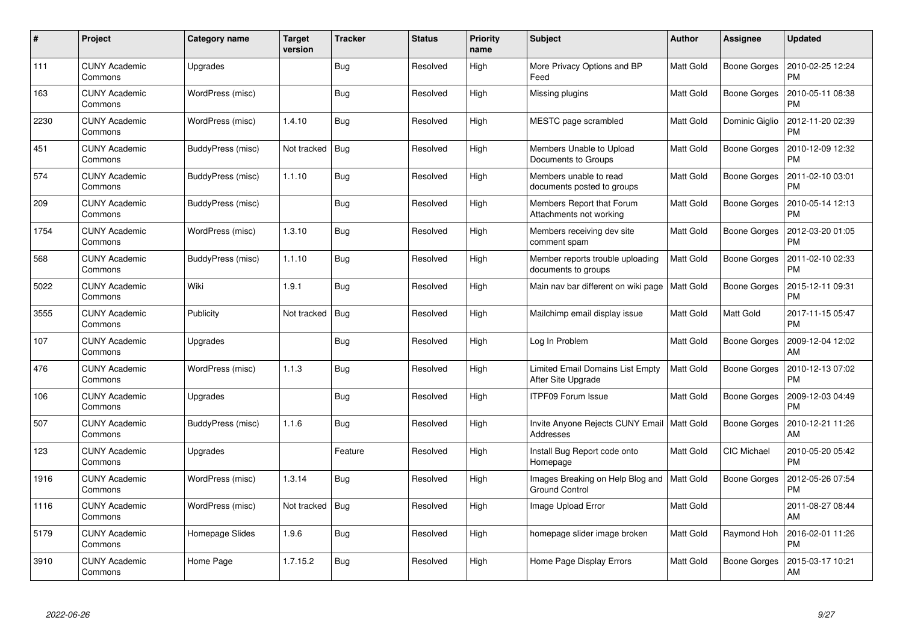| # | Project | Category name | Target version | Tracker | Status | Priority name | Subject | Author | Assignee | Updated |
|---|---|---|---|---|---|---|---|---|---|---|
| 111 | CUNY Academic Commons | Upgrades | | Bug | Resolved | High | More Privacy Options and BP Feed | Matt Gold | Boone Gorges | 2010-02-25 12:24 PM |
| 163 | CUNY Academic Commons | WordPress (misc) | | Bug | Resolved | High | Missing plugins | Matt Gold | Boone Gorges | 2010-05-11 08:38 PM |
| 2230 | CUNY Academic Commons | WordPress (misc) | 1.4.10 | Bug | Resolved | High | MESTC page scrambled | Matt Gold | Dominic Giglio | 2012-11-20 02:39 PM |
| 451 | CUNY Academic Commons | BuddyPress (misc) | Not tracked | Bug | Resolved | High | Members Unable to Upload Documents to Groups | Matt Gold | Boone Gorges | 2010-12-09 12:32 PM |
| 574 | CUNY Academic Commons | BuddyPress (misc) | 1.1.10 | Bug | Resolved | High | Members unable to read documents posted to groups | Matt Gold | Boone Gorges | 2011-02-10 03:01 PM |
| 209 | CUNY Academic Commons | BuddyPress (misc) | | Bug | Resolved | High | Members Report that Forum Attachments not working | Matt Gold | Boone Gorges | 2010-05-14 12:13 PM |
| 1754 | CUNY Academic Commons | WordPress (misc) | 1.3.10 | Bug | Resolved | High | Members receiving dev site comment spam | Matt Gold | Boone Gorges | 2012-03-20 01:05 PM |
| 568 | CUNY Academic Commons | BuddyPress (misc) | 1.1.10 | Bug | Resolved | High | Member reports trouble uploading documents to groups | Matt Gold | Boone Gorges | 2011-02-10 02:33 PM |
| 5022 | CUNY Academic Commons | Wiki | 1.9.1 | Bug | Resolved | High | Main nav bar different on wiki page | Matt Gold | Boone Gorges | 2015-12-11 09:31 PM |
| 3555 | CUNY Academic Commons | Publicity | Not tracked | Bug | Resolved | High | Mailchimp email display issue | Matt Gold | Matt Gold | 2017-11-15 05:47 PM |
| 107 | CUNY Academic Commons | Upgrades | | Bug | Resolved | High | Log In Problem | Matt Gold | Boone Gorges | 2009-12-04 12:02 AM |
| 476 | CUNY Academic Commons | WordPress (misc) | 1.1.3 | Bug | Resolved | High | Limited Email Domains List Empty After Site Upgrade | Matt Gold | Boone Gorges | 2010-12-13 07:02 PM |
| 106 | CUNY Academic Commons | Upgrades | | Bug | Resolved | High | ITPF09 Forum Issue | Matt Gold | Boone Gorges | 2009-12-03 04:49 PM |
| 507 | CUNY Academic Commons | BuddyPress (misc) | 1.1.6 | Bug | Resolved | High | Invite Anyone Rejects CUNY Email Addresses | Matt Gold | Boone Gorges | 2010-12-21 11:26 AM |
| 123 | CUNY Academic Commons | Upgrades | | Feature | Resolved | High | Install Bug Report code onto Homepage | Matt Gold | CIC Michael | 2010-05-20 05:42 PM |
| 1916 | CUNY Academic Commons | WordPress (misc) | 1.3.14 | Bug | Resolved | High | Images Breaking on Help Blog and Ground Control | Matt Gold | Boone Gorges | 2012-05-26 07:54 PM |
| 1116 | CUNY Academic Commons | WordPress (misc) | Not tracked | Bug | Resolved | High | Image Upload Error | Matt Gold | | 2011-08-27 08:44 AM |
| 5179 | CUNY Academic Commons | Homepage Slides | 1.9.6 | Bug | Resolved | High | homepage slider image broken | Matt Gold | Raymond Hoh | 2016-02-01 11:26 PM |
| 3910 | CUNY Academic Commons | Home Page | 1.7.15.2 | Bug | Resolved | High | Home Page Display Errors | Matt Gold | Boone Gorges | 2015-03-17 10:21 AM |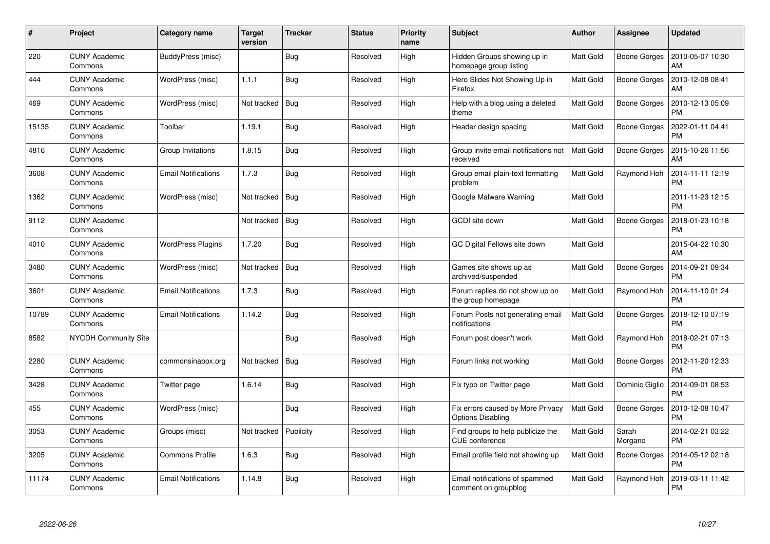| # | Project | Category name | Target version | Tracker | Status | Priority name | Subject | Author | Assignee | Updated |
|---|---|---|---|---|---|---|---|---|---|---|
| 220 | CUNY Academic Commons | BuddyPress (misc) | | Bug | Resolved | High | Hidden Groups showing up in homepage group listing | Matt Gold | Boone Gorges | 2010-05-07 10:30 AM |
| 444 | CUNY Academic Commons | WordPress (misc) | 1.1.1 | Bug | Resolved | High | Hero Slides Not Showing Up in Firefox | Matt Gold | Boone Gorges | 2010-12-08 08:41 AM |
| 469 | CUNY Academic Commons | WordPress (misc) | Not tracked | Bug | Resolved | High | Help with a blog using a deleted theme | Matt Gold | Boone Gorges | 2010-12-13 05:09 PM |
| 15135 | CUNY Academic Commons | Toolbar | 1.19.1 | Bug | Resolved | High | Header design spacing | Matt Gold | Boone Gorges | 2022-01-11 04:41 PM |
| 4816 | CUNY Academic Commons | Group Invitations | 1.8.15 | Bug | Resolved | High | Group invite email notifications not received | Matt Gold | Boone Gorges | 2015-10-26 11:56 AM |
| 3608 | CUNY Academic Commons | Email Notifications | 1.7.3 | Bug | Resolved | High | Group email plain-text formatting problem | Matt Gold | Raymond Hoh | 2014-11-11 12:19 PM |
| 1362 | CUNY Academic Commons | WordPress (misc) | Not tracked | Bug | Resolved | High | Google Malware Warning | Matt Gold | | 2011-11-23 12:15 PM |
| 9112 | CUNY Academic Commons | | Not tracked | Bug | Resolved | High | GCDI site down | Matt Gold | Boone Gorges | 2018-01-23 10:18 PM |
| 4010 | CUNY Academic Commons | WordPress Plugins | 1.7.20 | Bug | Resolved | High | GC Digital Fellows site down | Matt Gold | | 2015-04-22 10:30 AM |
| 3480 | CUNY Academic Commons | WordPress (misc) | Not tracked | Bug | Resolved | High | Games site shows up as archived/suspended | Matt Gold | Boone Gorges | 2014-09-21 09:34 PM |
| 3601 | CUNY Academic Commons | Email Notifications | 1.7.3 | Bug | Resolved | High | Forum replies do not show up on the group homepage | Matt Gold | Raymond Hoh | 2014-11-10 01:24 PM |
| 10789 | CUNY Academic Commons | Email Notifications | 1.14.2 | Bug | Resolved | High | Forum Posts not generating email notifications | Matt Gold | Boone Gorges | 2018-12-10 07:19 PM |
| 8582 | NYCDH Community Site | | | Bug | Resolved | High | Forum post doesn't work | Matt Gold | Raymond Hoh | 2018-02-21 07:13 PM |
| 2280 | CUNY Academic Commons | commonsinabox.org | Not tracked | Bug | Resolved | High | Forum links not working | Matt Gold | Boone Gorges | 2012-11-20 12:33 PM |
| 3428 | CUNY Academic Commons | Twitter page | 1.6.14 | Bug | Resolved | High | Fix typo on Twitter page | Matt Gold | Dominic Giglio | 2014-09-01 08:53 PM |
| 455 | CUNY Academic Commons | WordPress (misc) | | Bug | Resolved | High | Fix errors caused by More Privacy Options Disabling | Matt Gold | Boone Gorges | 2010-12-08 10:47 PM |
| 3053 | CUNY Academic Commons | Groups (misc) | Not tracked | Publicity | Resolved | High | Find groups to help publicize the CUE conference | Matt Gold | Sarah Morgano | 2014-02-21 03:22 PM |
| 3205 | CUNY Academic Commons | Commons Profile | 1.6.3 | Bug | Resolved | High | Email profile field not showing up | Matt Gold | Boone Gorges | 2014-05-12 02:18 PM |
| 11174 | CUNY Academic Commons | Email Notifications | 1.14.8 | Bug | Resolved | High | Email notifications of spammed comment on groupblog | Matt Gold | Raymond Hoh | 2019-03-11 11:42 PM |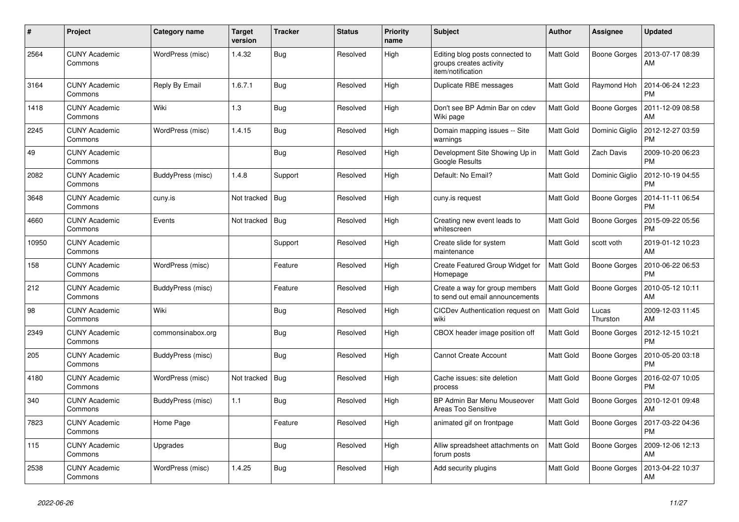| # | Project | Category name | Target version | Tracker | Status | Priority name | Subject | Author | Assignee | Updated |
|---|---|---|---|---|---|---|---|---|---|---|
| 2564 | CUNY Academic Commons | WordPress (misc) | 1.4.32 | Bug | Resolved | High | Editing blog posts connected to groups creates activity item/notification | Matt Gold | Boone Gorges | 2013-07-17 08:39 AM |
| 3164 | CUNY Academic Commons | Reply By Email | 1.6.7.1 | Bug | Resolved | High | Duplicate RBE messages | Matt Gold | Raymond Hoh | 2014-06-24 12:23 PM |
| 1418 | CUNY Academic Commons | Wiki | 1.3 | Bug | Resolved | High | Don't see BP Admin Bar on cdev Wiki page | Matt Gold | Boone Gorges | 2011-12-09 08:58 AM |
| 2245 | CUNY Academic Commons | WordPress (misc) | 1.4.15 | Bug | Resolved | High | Domain mapping issues -- Site warnings | Matt Gold | Dominic Giglio | 2012-12-27 03:59 PM |
| 49 | CUNY Academic Commons | | | Bug | Resolved | High | Development Site Showing Up in Google Results | Matt Gold | Zach Davis | 2009-10-20 06:23 PM |
| 2082 | CUNY Academic Commons | BuddyPress (misc) | 1.4.8 | Support | Resolved | High | Default: No Email? | Matt Gold | Dominic Giglio | 2012-10-19 04:55 PM |
| 3648 | CUNY Academic Commons | cuny.is | Not tracked | Bug | Resolved | High | cuny.is request | Matt Gold | Boone Gorges | 2014-11-11 06:54 PM |
| 4660 | CUNY Academic Commons | Events | Not tracked | Bug | Resolved | High | Creating new event leads to whitescreen | Matt Gold | Boone Gorges | 2015-09-22 05:56 PM |
| 10950 | CUNY Academic Commons | | | Support | Resolved | High | Create slide for system maintenance | Matt Gold | scott voth | 2019-01-12 10:23 AM |
| 158 | CUNY Academic Commons | WordPress (misc) | | Feature | Resolved | High | Create Featured Group Widget for Homepage | Matt Gold | Boone Gorges | 2010-06-22 06:53 PM |
| 212 | CUNY Academic Commons | BuddyPress (misc) | | Feature | Resolved | High | Create a way for group members to send out email announcements | Matt Gold | Boone Gorges | 2010-05-12 10:11 AM |
| 98 | CUNY Academic Commons | Wiki | | Bug | Resolved | High | CICDev Authentication request on wiki | Matt Gold | Lucas Thurston | 2009-12-03 11:45 AM |
| 2349 | CUNY Academic Commons | commonsinabox.org | | Bug | Resolved | High | CBOX header image position off | Matt Gold | Boone Gorges | 2012-12-15 10:21 PM |
| 205 | CUNY Academic Commons | BuddyPress (misc) | | Bug | Resolved | High | Cannot Create Account | Matt Gold | Boone Gorges | 2010-05-20 03:18 PM |
| 4180 | CUNY Academic Commons | WordPress (misc) | Not tracked | Bug | Resolved | High | Cache issues: site deletion process | Matt Gold | Boone Gorges | 2016-02-07 10:05 PM |
| 340 | CUNY Academic Commons | BuddyPress (misc) | 1.1 | Bug | Resolved | High | BP Admin Bar Menu Mouseover Areas Too Sensitive | Matt Gold | Boone Gorges | 2010-12-01 09:48 AM |
| 7823 | CUNY Academic Commons | Home Page | | Feature | Resolved | High | animated gif on frontpage | Matt Gold | Boone Gorges | 2017-03-22 04:36 PM |
| 115 | CUNY Academic Commons | Upgrades | | Bug | Resolved | High | Alliw spreadsheet attachments on forum posts | Matt Gold | Boone Gorges | 2009-12-06 12:13 AM |
| 2538 | CUNY Academic Commons | WordPress (misc) | 1.4.25 | Bug | Resolved | High | Add security plugins | Matt Gold | Boone Gorges | 2013-04-22 10:37 AM |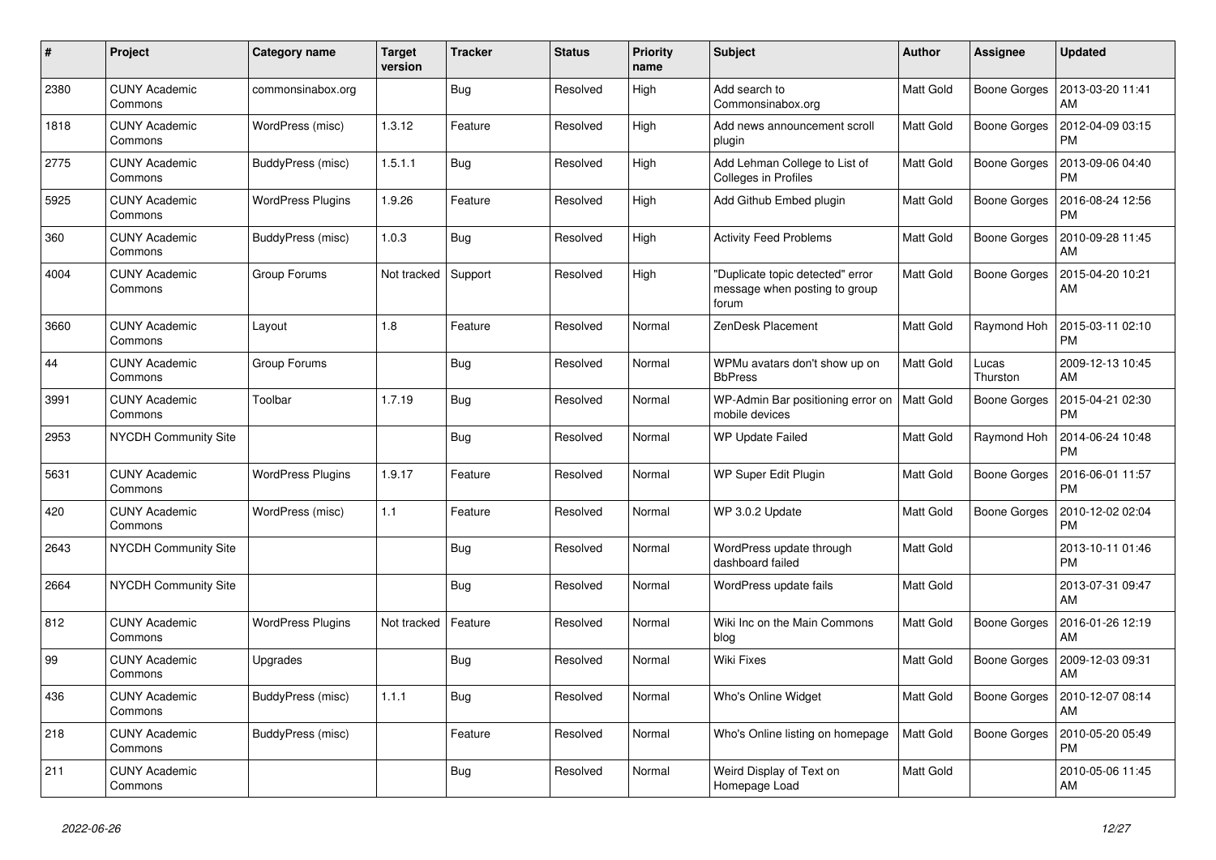| # | Project | Category name | Target version | Tracker | Status | Priority name | Subject | Author | Assignee | Updated |
|---|---|---|---|---|---|---|---|---|---|---|
| 2380 | CUNY Academic Commons | commonsinabox.org | | Bug | Resolved | High | Add search to Commonsinabox.org | Matt Gold | Boone Gorges | 2013-03-20 11:41 AM |
| 1818 | CUNY Academic Commons | WordPress (misc) | 1.3.12 | Feature | Resolved | High | Add news announcement scroll plugin | Matt Gold | Boone Gorges | 2012-04-09 03:15 PM |
| 2775 | CUNY Academic Commons | BuddyPress (misc) | 1.5.1.1 | Bug | Resolved | High | Add Lehman College to List of Colleges in Profiles | Matt Gold | Boone Gorges | 2013-09-06 04:40 PM |
| 5925 | CUNY Academic Commons | WordPress Plugins | 1.9.26 | Feature | Resolved | High | Add Github Embed plugin | Matt Gold | Boone Gorges | 2016-08-24 12:56 PM |
| 360 | CUNY Academic Commons | BuddyPress (misc) | 1.0.3 | Bug | Resolved | High | Activity Feed Problems | Matt Gold | Boone Gorges | 2010-09-28 11:45 AM |
| 4004 | CUNY Academic Commons | Group Forums | Not tracked | Support | Resolved | High | "Duplicate topic detected" error message when posting to group forum | Matt Gold | Boone Gorges | 2015-04-20 10:21 AM |
| 3660 | CUNY Academic Commons | Layout | 1.8 | Feature | Resolved | Normal | ZenDesk Placement | Matt Gold | Raymond Hoh | 2015-03-11 02:10 PM |
| 44 | CUNY Academic Commons | Group Forums | | Bug | Resolved | Normal | WPMu avatars don't show up on BbPress | Matt Gold | Lucas Thurston | 2009-12-13 10:45 AM |
| 3991 | CUNY Academic Commons | Toolbar | 1.7.19 | Bug | Resolved | Normal | WP-Admin Bar positioning error on mobile devices | Matt Gold | Boone Gorges | 2015-04-21 02:30 PM |
| 2953 | NYCDH Community Site | | | Bug | Resolved | Normal | WP Update Failed | Matt Gold | Raymond Hoh | 2014-06-24 10:48 PM |
| 5631 | CUNY Academic Commons | WordPress Plugins | 1.9.17 | Feature | Resolved | Normal | WP Super Edit Plugin | Matt Gold | Boone Gorges | 2016-06-01 11:57 PM |
| 420 | CUNY Academic Commons | WordPress (misc) | 1.1 | Feature | Resolved | Normal | WP 3.0.2 Update | Matt Gold | Boone Gorges | 2010-12-02 02:04 PM |
| 2643 | NYCDH Community Site | | | Bug | Resolved | Normal | WordPress update through dashboard failed | Matt Gold | | 2013-10-11 01:46 PM |
| 2664 | NYCDH Community Site | | | Bug | Resolved | Normal | WordPress update fails | Matt Gold | | 2013-07-31 09:47 AM |
| 812 | CUNY Academic Commons | WordPress Plugins | Not tracked | Feature | Resolved | Normal | Wiki Inc on the Main Commons blog | Matt Gold | Boone Gorges | 2016-01-26 12:19 AM |
| 99 | CUNY Academic Commons | Upgrades | | Bug | Resolved | Normal | Wiki Fixes | Matt Gold | Boone Gorges | 2009-12-03 09:31 AM |
| 436 | CUNY Academic Commons | BuddyPress (misc) | 1.1.1 | Bug | Resolved | Normal | Who's Online Widget | Matt Gold | Boone Gorges | 2010-12-07 08:14 AM |
| 218 | CUNY Academic Commons | BuddyPress (misc) | | Feature | Resolved | Normal | Who's Online listing on homepage | Matt Gold | Boone Gorges | 2010-05-20 05:49 PM |
| 211 | CUNY Academic Commons | | | Bug | Resolved | Normal | Weird Display of Text on Homepage Load | Matt Gold | | 2010-05-06 11:45 AM |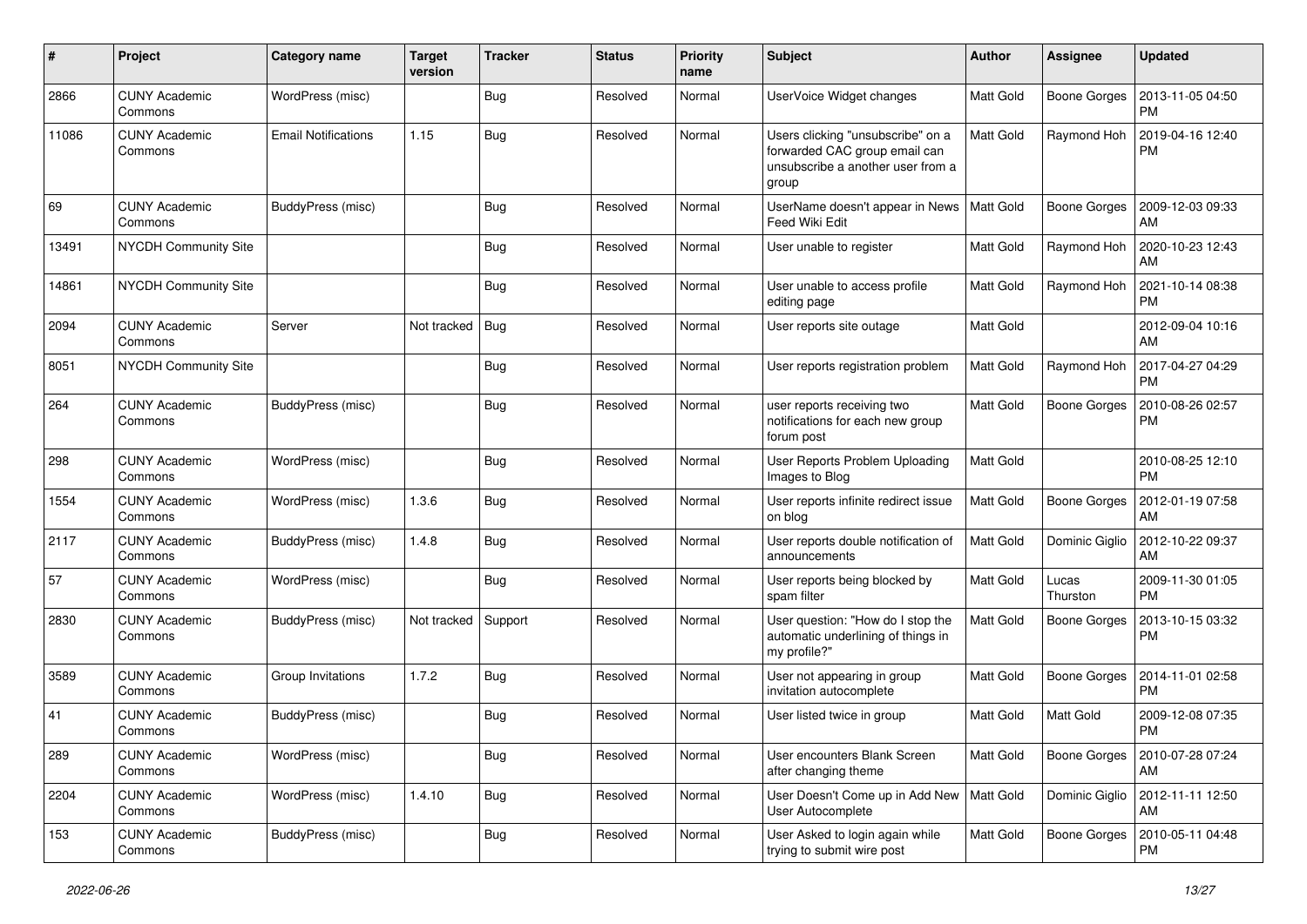| # | Project | Category name | Target version | Tracker | Status | Priority name | Subject | Author | Assignee | Updated |
|---|---|---|---|---|---|---|---|---|---|---|
| 2866 | CUNY Academic Commons | WordPress (misc) | | Bug | Resolved | Normal | UserVoice Widget changes | Matt Gold | Boone Gorges | 2013-11-05 04:50 PM |
| 11086 | CUNY Academic Commons | Email Notifications | 1.15 | Bug | Resolved | Normal | Users clicking "unsubscribe" on a forwarded CAC group email can unsubscribe a another user from a group | Matt Gold | Raymond Hoh | 2019-04-16 12:40 PM |
| 69 | CUNY Academic Commons | BuddyPress (misc) | | Bug | Resolved | Normal | UserName doesn't appear in News Feed Wiki Edit | Matt Gold | Boone Gorges | 2009-12-03 09:33 AM |
| 13491 | NYCDH Community Site | | | Bug | Resolved | Normal | User unable to register | Matt Gold | Raymond Hoh | 2020-10-23 12:43 AM |
| 14861 | NYCDH Community Site | | | Bug | Resolved | Normal | User unable to access profile editing page | Matt Gold | Raymond Hoh | 2021-10-14 08:38 PM |
| 2094 | CUNY Academic Commons | Server | Not tracked | Bug | Resolved | Normal | User reports site outage | Matt Gold | | 2012-09-04 10:16 AM |
| 8051 | NYCDH Community Site | | | Bug | Resolved | Normal | User reports registration problem | Matt Gold | Raymond Hoh | 2017-04-27 04:29 PM |
| 264 | CUNY Academic Commons | BuddyPress (misc) | | Bug | Resolved | Normal | user reports receiving two notifications for each new group forum post | Matt Gold | Boone Gorges | 2010-08-26 02:57 PM |
| 298 | CUNY Academic Commons | WordPress (misc) | | Bug | Resolved | Normal | User Reports Problem Uploading Images to Blog | Matt Gold | | 2010-08-25 12:10 PM |
| 1554 | CUNY Academic Commons | WordPress (misc) | 1.3.6 | Bug | Resolved | Normal | User reports infinite redirect issue on blog | Matt Gold | Boone Gorges | 2012-01-19 07:58 AM |
| 2117 | CUNY Academic Commons | BuddyPress (misc) | 1.4.8 | Bug | Resolved | Normal | User reports double notification of announcements | Matt Gold | Dominic Giglio | 2012-10-22 09:37 AM |
| 57 | CUNY Academic Commons | WordPress (misc) | | Bug | Resolved | Normal | User reports being blocked by spam filter | Matt Gold | Lucas Thurston | 2009-11-30 01:05 PM |
| 2830 | CUNY Academic Commons | BuddyPress (misc) | Not tracked | Support | Resolved | Normal | User question: "How do I stop the automatic underlining of things in my profile?" | Matt Gold | Boone Gorges | 2013-10-15 03:32 PM |
| 3589 | CUNY Academic Commons | Group Invitations | 1.7.2 | Bug | Resolved | Normal | User not appearing in group invitation autocomplete | Matt Gold | Boone Gorges | 2014-11-01 02:58 PM |
| 41 | CUNY Academic Commons | BuddyPress (misc) | | Bug | Resolved | Normal | User listed twice in group | Matt Gold | Matt Gold | 2009-12-08 07:35 PM |
| 289 | CUNY Academic Commons | WordPress (misc) | | Bug | Resolved | Normal | User encounters Blank Screen after changing theme | Matt Gold | Boone Gorges | 2010-07-28 07:24 AM |
| 2204 | CUNY Academic Commons | WordPress (misc) | 1.4.10 | Bug | Resolved | Normal | User Doesn't Come up in Add New User Autocomplete | Matt Gold | Dominic Giglio | 2012-11-11 12:50 AM |
| 153 | CUNY Academic Commons | BuddyPress (misc) | | Bug | Resolved | Normal | User Asked to login again while trying to submit wire post | Matt Gold | Boone Gorges | 2010-05-11 04:48 PM |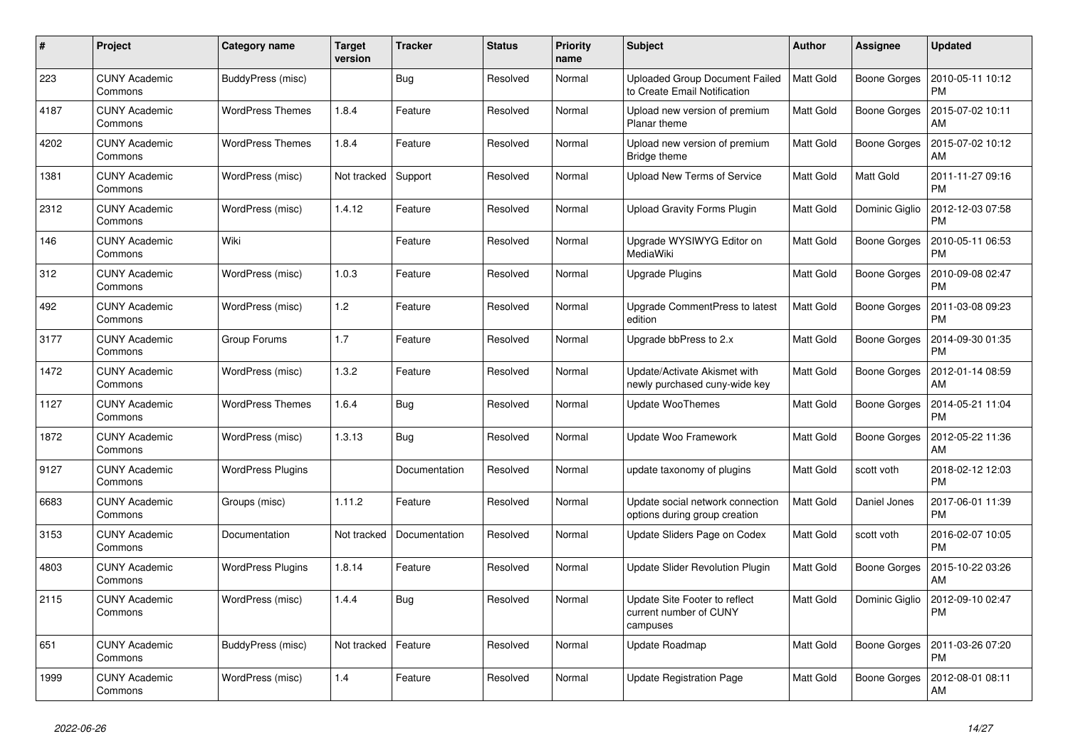| # | Project | Category name | Target version | Tracker | Status | Priority name | Subject | Author | Assignee | Updated |
|---|---|---|---|---|---|---|---|---|---|---|
| 223 | CUNY Academic Commons | BuddyPress (misc) | | Bug | Resolved | Normal | Uploaded Group Document Failed to Create Email Notification | Matt Gold | Boone Gorges | 2010-05-11 10:12 PM |
| 4187 | CUNY Academic Commons | WordPress Themes | 1.8.4 | Feature | Resolved | Normal | Upload new version of premium Planar theme | Matt Gold | Boone Gorges | 2015-07-02 10:11 AM |
| 4202 | CUNY Academic Commons | WordPress Themes | 1.8.4 | Feature | Resolved | Normal | Upload new version of premium Bridge theme | Matt Gold | Boone Gorges | 2015-07-02 10:12 AM |
| 1381 | CUNY Academic Commons | WordPress (misc) | Not tracked | Support | Resolved | Normal | Upload New Terms of Service | Matt Gold | Matt Gold | 2011-11-27 09:16 PM |
| 2312 | CUNY Academic Commons | WordPress (misc) | 1.4.12 | Feature | Resolved | Normal | Upload Gravity Forms Plugin | Matt Gold | Dominic Giglio | 2012-12-03 07:58 PM |
| 146 | CUNY Academic Commons | Wiki | | Feature | Resolved | Normal | Upgrade WYSIWYG Editor on MediaWiki | Matt Gold | Boone Gorges | 2010-05-11 06:53 PM |
| 312 | CUNY Academic Commons | WordPress (misc) | 1.0.3 | Feature | Resolved | Normal | Upgrade Plugins | Matt Gold | Boone Gorges | 2010-09-08 02:47 PM |
| 492 | CUNY Academic Commons | WordPress (misc) | 1.2 | Feature | Resolved | Normal | Upgrade CommentPress to latest edition | Matt Gold | Boone Gorges | 2011-03-08 09:23 PM |
| 3177 | CUNY Academic Commons | Group Forums | 1.7 | Feature | Resolved | Normal | Upgrade bbPress to 2.x | Matt Gold | Boone Gorges | 2014-09-30 01:35 PM |
| 1472 | CUNY Academic Commons | WordPress (misc) | 1.3.2 | Feature | Resolved | Normal | Update/Activate Akismet with newly purchased cuny-wide key | Matt Gold | Boone Gorges | 2012-01-14 08:59 AM |
| 1127 | CUNY Academic Commons | WordPress Themes | 1.6.4 | Bug | Resolved | Normal | Update WooThemes | Matt Gold | Boone Gorges | 2014-05-21 11:04 PM |
| 1872 | CUNY Academic Commons | WordPress (misc) | 1.3.13 | Bug | Resolved | Normal | Update Woo Framework | Matt Gold | Boone Gorges | 2012-05-22 11:36 AM |
| 9127 | CUNY Academic Commons | WordPress Plugins | | Documentation | Resolved | Normal | update taxonomy of plugins | Matt Gold | scott voth | 2018-02-12 12:03 PM |
| 6683 | CUNY Academic Commons | Groups (misc) | 1.11.2 | Feature | Resolved | Normal | Update social network connection options during group creation | Matt Gold | Daniel Jones | 2017-06-01 11:39 PM |
| 3153 | CUNY Academic Commons | Documentation | Not tracked | Documentation | Resolved | Normal | Update Sliders Page on Codex | Matt Gold | scott voth | 2016-02-07 10:05 PM |
| 4803 | CUNY Academic Commons | WordPress Plugins | 1.8.14 | Feature | Resolved | Normal | Update Slider Revolution Plugin | Matt Gold | Boone Gorges | 2015-10-22 03:26 AM |
| 2115 | CUNY Academic Commons | WordPress (misc) | 1.4.4 | Bug | Resolved | Normal | Update Site Footer to reflect current number of CUNY campuses | Matt Gold | Dominic Giglio | 2012-09-10 02:47 PM |
| 651 | CUNY Academic Commons | BuddyPress (misc) | Not tracked | Feature | Resolved | Normal | Update Roadmap | Matt Gold | Boone Gorges | 2011-03-26 07:20 PM |
| 1999 | CUNY Academic Commons | WordPress (misc) | 1.4 | Feature | Resolved | Normal | Update Registration Page | Matt Gold | Boone Gorges | 2012-08-01 08:11 AM |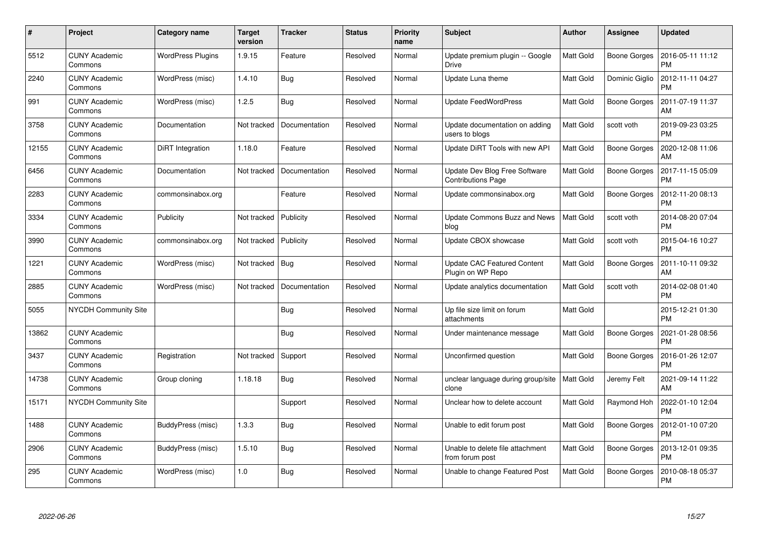| # | Project | Category name | Target version | Tracker | Status | Priority name | Subject | Author | Assignee | Updated |
|---|---|---|---|---|---|---|---|---|---|---|
| 5512 | CUNY Academic Commons | WordPress Plugins | 1.9.15 | Feature | Resolved | Normal | Update premium plugin -- Google Drive | Matt Gold | Boone Gorges | 2016-05-11 11:12 PM |
| 2240 | CUNY Academic Commons | WordPress (misc) | 1.4.10 | Bug | Resolved | Normal | Update Luna theme | Matt Gold | Dominic Giglio | 2012-11-11 04:27 PM |
| 991 | CUNY Academic Commons | WordPress (misc) | 1.2.5 | Bug | Resolved | Normal | Update FeedWordPress | Matt Gold | Boone Gorges | 2011-07-19 11:37 AM |
| 3758 | CUNY Academic Commons | Documentation | Not tracked | Documentation | Resolved | Normal | Update documentation on adding users to blogs | Matt Gold | scott voth | 2019-09-23 03:25 PM |
| 12155 | CUNY Academic Commons | DiRT Integration | 1.18.0 | Feature | Resolved | Normal | Update DiRT Tools with new API | Matt Gold | Boone Gorges | 2020-12-08 11:06 AM |
| 6456 | CUNY Academic Commons | Documentation | Not tracked | Documentation | Resolved | Normal | Update Dev Blog Free Software Contributions Page | Matt Gold | Boone Gorges | 2017-11-15 05:09 PM |
| 2283 | CUNY Academic Commons | commonsinabox.org | | Feature | Resolved | Normal | Update commonsinabox.org | Matt Gold | Boone Gorges | 2012-11-20 08:13 PM |
| 3334 | CUNY Academic Commons | Publicity | Not tracked | Publicity | Resolved | Normal | Update Commons Buzz and News blog | Matt Gold | scott voth | 2014-08-20 07:04 PM |
| 3990 | CUNY Academic Commons | commonsinabox.org | Not tracked | Publicity | Resolved | Normal | Update CBOX showcase | Matt Gold | scott voth | 2015-04-16 10:27 PM |
| 1221 | CUNY Academic Commons | WordPress (misc) | Not tracked | Bug | Resolved | Normal | Update CAC Featured Content Plugin on WP Repo | Matt Gold | Boone Gorges | 2011-10-11 09:32 AM |
| 2885 | CUNY Academic Commons | WordPress (misc) | Not tracked | Documentation | Resolved | Normal | Update analytics documentation | Matt Gold | scott voth | 2014-02-08 01:40 PM |
| 5055 | NYCDH Community Site | | | Bug | Resolved | Normal | Up file size limit on forum attachments | Matt Gold | | 2015-12-21 01:30 PM |
| 13862 | CUNY Academic Commons | | | Bug | Resolved | Normal | Under maintenance message | Matt Gold | Boone Gorges | 2021-01-28 08:56 PM |
| 3437 | CUNY Academic Commons | Registration | Not tracked | Support | Resolved | Normal | Unconfirmed question | Matt Gold | Boone Gorges | 2016-01-26 12:07 PM |
| 14738 | CUNY Academic Commons | Group cloning | 1.18.18 | Bug | Resolved | Normal | unclear language during group/site clone | Matt Gold | Jeremy Felt | 2021-09-14 11:22 AM |
| 15171 | NYCDH Community Site | | | Support | Resolved | Normal | Unclear how to delete account | Matt Gold | Raymond Hoh | 2022-01-10 12:04 PM |
| 1488 | CUNY Academic Commons | BuddyPress (misc) | 1.3.3 | Bug | Resolved | Normal | Unable to edit forum post | Matt Gold | Boone Gorges | 2012-01-10 07:20 PM |
| 2906 | CUNY Academic Commons | BuddyPress (misc) | 1.5.10 | Bug | Resolved | Normal | Unable to delete file attachment from forum post | Matt Gold | Boone Gorges | 2013-12-01 09:35 PM |
| 295 | CUNY Academic Commons | WordPress (misc) | 1.0 | Bug | Resolved | Normal | Unable to change Featured Post | Matt Gold | Boone Gorges | 2010-08-18 05:37 PM |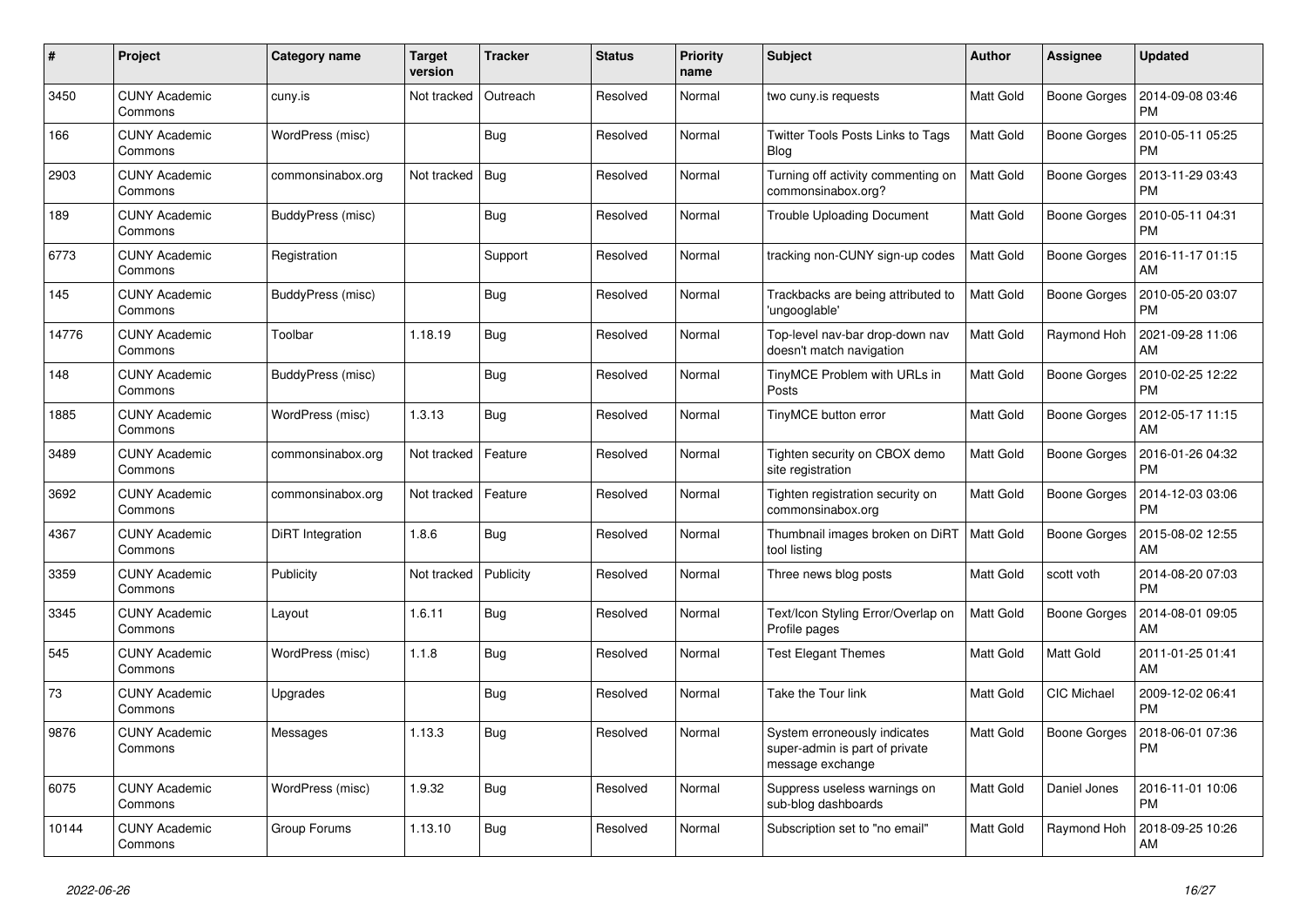| # | Project | Category name | Target version | Tracker | Status | Priority name | Subject | Author | Assignee | Updated |
|---|---|---|---|---|---|---|---|---|---|---|
| 3450 | CUNY Academic Commons | cuny.is | Not tracked | Outreach | Resolved | Normal | two cuny.is requests | Matt Gold | Boone Gorges | 2014-09-08 03:46 PM |
| 166 | CUNY Academic Commons | WordPress (misc) | | Bug | Resolved | Normal | Twitter Tools Posts Links to Tags Blog | Matt Gold | Boone Gorges | 2010-05-11 05:25 PM |
| 2903 | CUNY Academic Commons | commonsinabox.org | Not tracked | Bug | Resolved | Normal | Turning off activity commenting on commonsinabox.org? | Matt Gold | Boone Gorges | 2013-11-29 03:43 PM |
| 189 | CUNY Academic Commons | BuddyPress (misc) | | Bug | Resolved | Normal | Trouble Uploading Document | Matt Gold | Boone Gorges | 2010-05-11 04:31 PM |
| 6773 | CUNY Academic Commons | Registration | | Support | Resolved | Normal | tracking non-CUNY sign-up codes | Matt Gold | Boone Gorges | 2016-11-17 01:15 AM |
| 145 | CUNY Academic Commons | BuddyPress (misc) | | Bug | Resolved | Normal | Trackbacks are being attributed to 'ungooglable' | Matt Gold | Boone Gorges | 2010-05-20 03:07 PM |
| 14776 | CUNY Academic Commons | Toolbar | 1.18.19 | Bug | Resolved | Normal | Top-level nav-bar drop-down nav doesn't match navigation | Matt Gold | Raymond Hoh | 2021-09-28 11:06 AM |
| 148 | CUNY Academic Commons | BuddyPress (misc) | | Bug | Resolved | Normal | TinyMCE Problem with URLs in Posts | Matt Gold | Boone Gorges | 2010-02-25 12:22 PM |
| 1885 | CUNY Academic Commons | WordPress (misc) | 1.3.13 | Bug | Resolved | Normal | TinyMCE button error | Matt Gold | Boone Gorges | 2012-05-17 11:15 AM |
| 3489 | CUNY Academic Commons | commonsinabox.org | Not tracked | Feature | Resolved | Normal | Tighten security on CBOX demo site registration | Matt Gold | Boone Gorges | 2016-01-26 04:32 PM |
| 3692 | CUNY Academic Commons | commonsinabox.org | Not tracked | Feature | Resolved | Normal | Tighten registration security on commonsinabox.org | Matt Gold | Boone Gorges | 2014-12-03 03:06 PM |
| 4367 | CUNY Academic Commons | DiRT Integration | 1.8.6 | Bug | Resolved | Normal | Thumbnail images broken on DiRT tool listing | Matt Gold | Boone Gorges | 2015-08-02 12:55 AM |
| 3359 | CUNY Academic Commons | Publicity | Not tracked | Publicity | Resolved | Normal | Three news blog posts | Matt Gold | scott voth | 2014-08-20 07:03 PM |
| 3345 | CUNY Academic Commons | Layout | 1.6.11 | Bug | Resolved | Normal | Text/Icon Styling Error/Overlap on Profile pages | Matt Gold | Boone Gorges | 2014-08-01 09:05 AM |
| 545 | CUNY Academic Commons | WordPress (misc) | 1.1.8 | Bug | Resolved | Normal | Test Elegant Themes | Matt Gold | Matt Gold | 2011-01-25 01:41 AM |
| 73 | CUNY Academic Commons | Upgrades | | Bug | Resolved | Normal | Take the Tour link | Matt Gold | CIC Michael | 2009-12-02 06:41 PM |
| 9876 | CUNY Academic Commons | Messages | 1.13.3 | Bug | Resolved | Normal | System erroneously indicates super-admin is part of private message exchange | Matt Gold | Boone Gorges | 2018-06-01 07:36 PM |
| 6075 | CUNY Academic Commons | WordPress (misc) | 1.9.32 | Bug | Resolved | Normal | Suppress useless warnings on sub-blog dashboards | Matt Gold | Daniel Jones | 2016-11-01 10:06 PM |
| 10144 | CUNY Academic Commons | Group Forums | 1.13.10 | Bug | Resolved | Normal | Subscription set to "no email" | Matt Gold | Raymond Hoh | 2018-09-25 10:26 AM |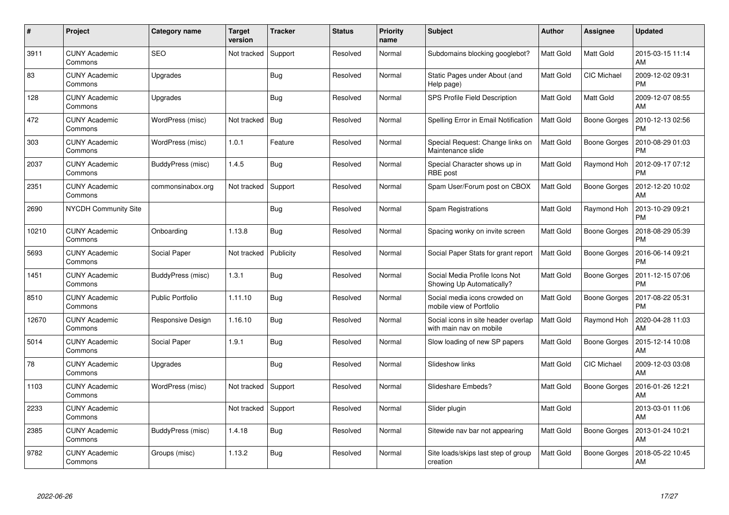| # | Project | Category name | Target version | Tracker | Status | Priority name | Subject | Author | Assignee | Updated |
|---|---|---|---|---|---|---|---|---|---|---|
| 3911 | CUNY Academic Commons | SEO | Not tracked | Support | Resolved | Normal | Subdomains blocking googlebot? | Matt Gold | Matt Gold | 2015-03-15 11:14 AM |
| 83 | CUNY Academic Commons | Upgrades | | Bug | Resolved | Normal | Static Pages under About (and Help page) | Matt Gold | CIC Michael | 2009-12-02 09:31 PM |
| 128 | CUNY Academic Commons | Upgrades | | Bug | Resolved | Normal | SPS Profile Field Description | Matt Gold | Matt Gold | 2009-12-07 08:55 AM |
| 472 | CUNY Academic Commons | WordPress (misc) | Not tracked | Bug | Resolved | Normal | Spelling Error in Email Notification | Matt Gold | Boone Gorges | 2010-12-13 02:56 PM |
| 303 | CUNY Academic Commons | WordPress (misc) | 1.0.1 | Feature | Resolved | Normal | Special Request: Change links on Maintenance slide | Matt Gold | Boone Gorges | 2010-08-29 01:03 PM |
| 2037 | CUNY Academic Commons | BuddyPress (misc) | 1.4.5 | Bug | Resolved | Normal | Special Character shows up in RBE post | Matt Gold | Raymond Hoh | 2012-09-17 07:12 PM |
| 2351 | CUNY Academic Commons | commonsinabox.org | Not tracked | Support | Resolved | Normal | Spam User/Forum post on CBOX | Matt Gold | Boone Gorges | 2012-12-20 10:02 AM |
| 2690 | NYCDH Community Site | | | Bug | Resolved | Normal | Spam Registrations | Matt Gold | Raymond Hoh | 2013-10-29 09:21 PM |
| 10210 | CUNY Academic Commons | Onboarding | 1.13.8 | Bug | Resolved | Normal | Spacing wonky on invite screen | Matt Gold | Boone Gorges | 2018-08-29 05:39 PM |
| 5693 | CUNY Academic Commons | Social Paper | Not tracked | Publicity | Resolved | Normal | Social Paper Stats for grant report | Matt Gold | Boone Gorges | 2016-06-14 09:21 PM |
| 1451 | CUNY Academic Commons | BuddyPress (misc) | 1.3.1 | Bug | Resolved | Normal | Social Media Profile Icons Not Showing Up Automatically? | Matt Gold | Boone Gorges | 2011-12-15 07:06 PM |
| 8510 | CUNY Academic Commons | Public Portfolio | 1.11.10 | Bug | Resolved | Normal | Social media icons crowded on mobile view of Portfolio | Matt Gold | Boone Gorges | 2017-08-22 05:31 PM |
| 12670 | CUNY Academic Commons | Responsive Design | 1.16.10 | Bug | Resolved | Normal | Social icons in site header overlap with main nav on mobile | Matt Gold | Raymond Hoh | 2020-04-28 11:03 AM |
| 5014 | CUNY Academic Commons | Social Paper | 1.9.1 | Bug | Resolved | Normal | Slow loading of new SP papers | Matt Gold | Boone Gorges | 2015-12-14 10:08 AM |
| 78 | CUNY Academic Commons | Upgrades | | Bug | Resolved | Normal | Slideshow links | Matt Gold | CIC Michael | 2009-12-03 03:08 AM |
| 1103 | CUNY Academic Commons | WordPress (misc) | Not tracked | Support | Resolved | Normal | Slideshare Embeds? | Matt Gold | Boone Gorges | 2016-01-26 12:21 AM |
| 2233 | CUNY Academic Commons | | Not tracked | Support | Resolved | Normal | Slider plugin | Matt Gold | | 2013-03-01 11:06 AM |
| 2385 | CUNY Academic Commons | BuddyPress (misc) | 1.4.18 | Bug | Resolved | Normal | Sitewide nav bar not appearing | Matt Gold | Boone Gorges | 2013-01-24 10:21 AM |
| 9782 | CUNY Academic Commons | Groups (misc) | 1.13.2 | Bug | Resolved | Normal | Site loads/skips last step of group creation | Matt Gold | Boone Gorges | 2018-05-22 10:45 AM |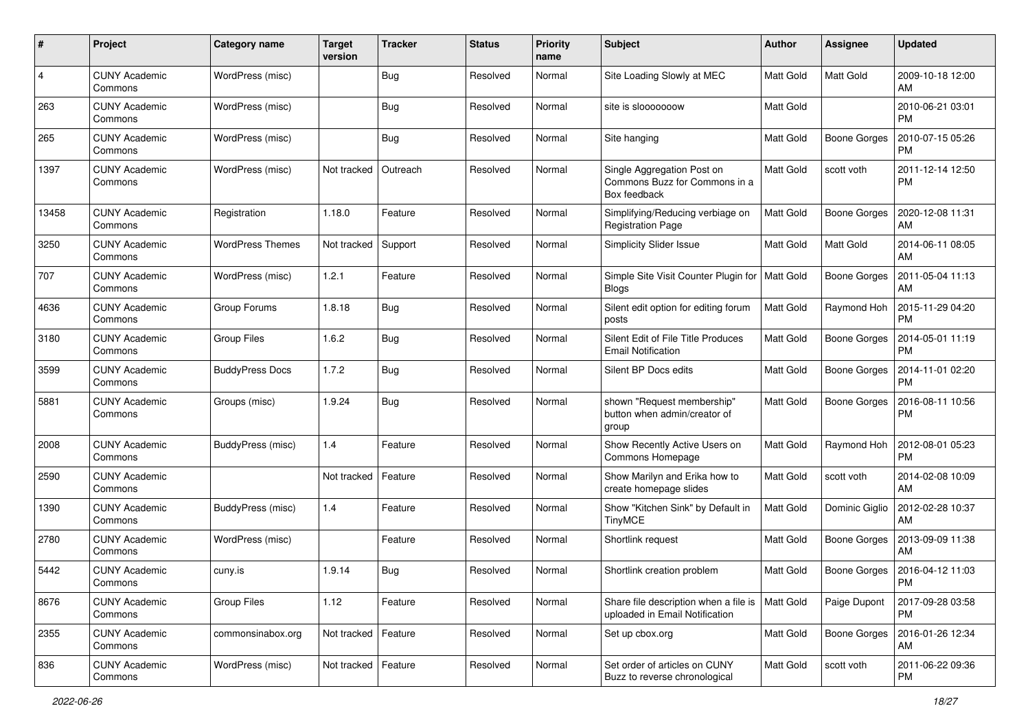| # | Project | Category name | Target version | Tracker | Status | Priority name | Subject | Author | Assignee | Updated |
|---|---|---|---|---|---|---|---|---|---|---|
| 4 | CUNY Academic Commons | WordPress (misc) | | Bug | Resolved | Normal | Site Loading Slowly at MEC | Matt Gold | Matt Gold | 2009-10-18 12:00 AM |
| 263 | CUNY Academic Commons | WordPress (misc) | | Bug | Resolved | Normal | site is slooooooow | Matt Gold | | 2010-06-21 03:01 PM |
| 265 | CUNY Academic Commons | WordPress (misc) | | Bug | Resolved | Normal | Site hanging | Matt Gold | Boone Gorges | 2010-07-15 05:26 PM |
| 1397 | CUNY Academic Commons | WordPress (misc) | Not tracked | Outreach | Resolved | Normal | Single Aggregation Post on Commons Buzz for Commons in a Box feedback | Matt Gold | scott voth | 2011-12-14 12:50 PM |
| 13458 | CUNY Academic Commons | Registration | 1.18.0 | Feature | Resolved | Normal | Simplifying/Reducing verbiage on Registration Page | Matt Gold | Boone Gorges | 2020-12-08 11:31 AM |
| 3250 | CUNY Academic Commons | WordPress Themes | Not tracked | Support | Resolved | Normal | Simplicity Slider Issue | Matt Gold | Matt Gold | 2014-06-11 08:05 AM |
| 707 | CUNY Academic Commons | WordPress (misc) | 1.2.1 | Feature | Resolved | Normal | Simple Site Visit Counter Plugin for Blogs | Matt Gold | Boone Gorges | 2011-05-04 11:13 AM |
| 4636 | CUNY Academic Commons | Group Forums | 1.8.18 | Bug | Resolved | Normal | Silent edit option for editing forum posts | Matt Gold | Raymond Hoh | 2015-11-29 04:20 PM |
| 3180 | CUNY Academic Commons | Group Files | 1.6.2 | Bug | Resolved | Normal | Silent Edit of File Title Produces Email Notification | Matt Gold | Boone Gorges | 2014-05-01 11:19 PM |
| 3599 | CUNY Academic Commons | BuddyPress Docs | 1.7.2 | Bug | Resolved | Normal | Silent BP Docs edits | Matt Gold | Boone Gorges | 2014-11-01 02:20 PM |
| 5881 | CUNY Academic Commons | Groups (misc) | 1.9.24 | Bug | Resolved | Normal | shown "Request membership" button when admin/creator of group | Matt Gold | Boone Gorges | 2016-08-11 10:56 PM |
| 2008 | CUNY Academic Commons | BuddyPress (misc) | 1.4 | Feature | Resolved | Normal | Show Recently Active Users on Commons Homepage | Matt Gold | Raymond Hoh | 2012-08-01 05:23 PM |
| 2590 | CUNY Academic Commons | | Not tracked | Feature | Resolved | Normal | Show Marilyn and Erika how to create homepage slides | Matt Gold | scott voth | 2014-02-08 10:09 AM |
| 1390 | CUNY Academic Commons | BuddyPress (misc) | 1.4 | Feature | Resolved | Normal | Show "Kitchen Sink" by Default in TinyMCE | Matt Gold | Dominic Giglio | 2012-02-28 10:37 AM |
| 2780 | CUNY Academic Commons | WordPress (misc) | | Feature | Resolved | Normal | Shortlink request | Matt Gold | Boone Gorges | 2013-09-09 11:38 AM |
| 5442 | CUNY Academic Commons | cuny.is | 1.9.14 | Bug | Resolved | Normal | Shortlink creation problem | Matt Gold | Boone Gorges | 2016-04-12 11:03 PM |
| 8676 | CUNY Academic Commons | Group Files | 1.12 | Feature | Resolved | Normal | Share file description when a file is uploaded in Email Notification | Matt Gold | Paige Dupont | 2017-09-28 03:58 PM |
| 2355 | CUNY Academic Commons | commonsinabox.org | Not tracked | Feature | Resolved | Normal | Set up cbox.org | Matt Gold | Boone Gorges | 2016-01-26 12:34 AM |
| 836 | CUNY Academic Commons | WordPress (misc) | Not tracked | Feature | Resolved | Normal | Set order of articles on CUNY Buzz to reverse chronological | Matt Gold | scott voth | 2011-06-22 09:36 PM |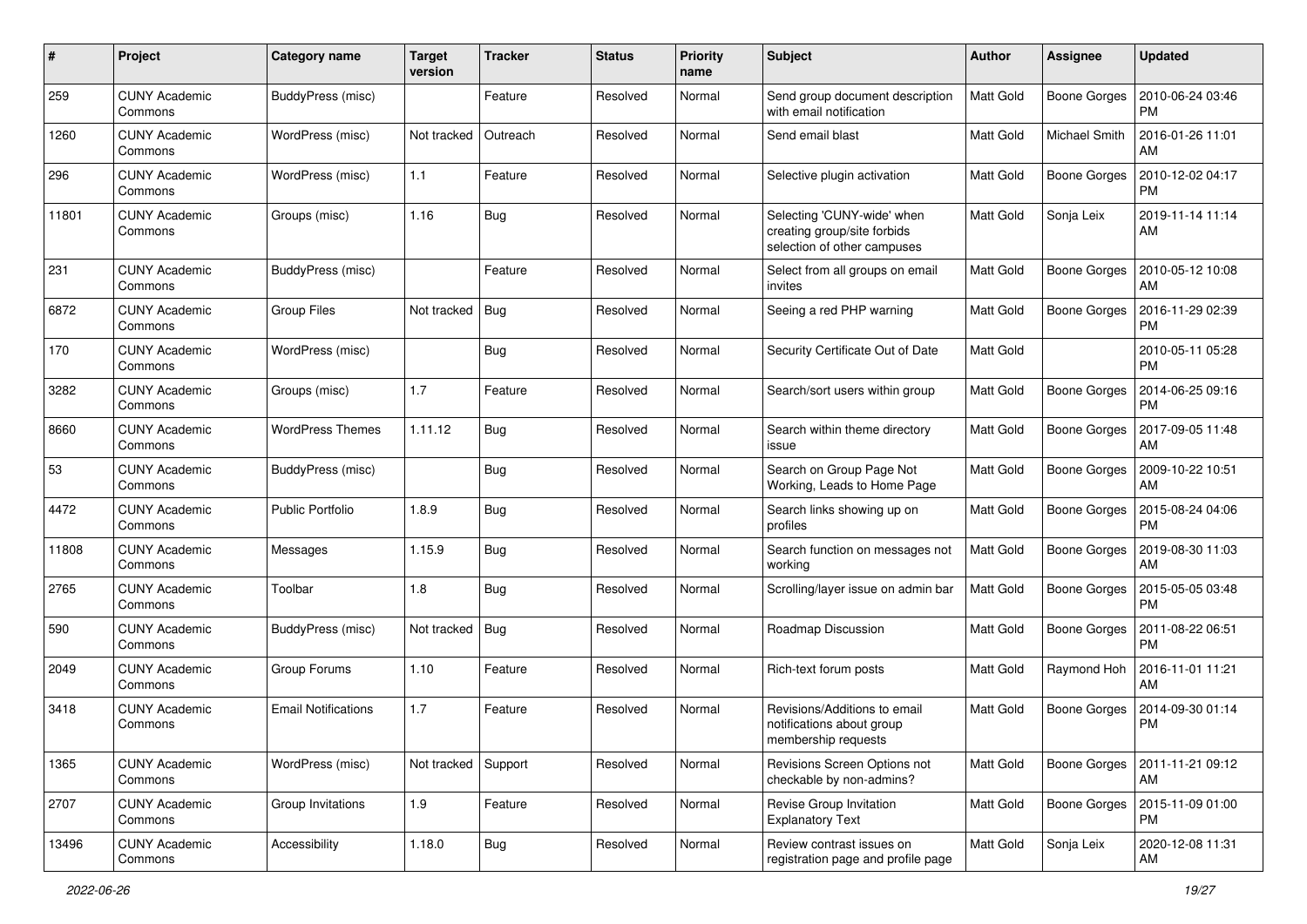| # | Project | Category name | Target version | Tracker | Status | Priority name | Subject | Author | Assignee | Updated |
|---|---|---|---|---|---|---|---|---|---|---|
| 259 | CUNY Academic Commons | BuddyPress (misc) | | Feature | Resolved | Normal | Send group document description with email notification | Matt Gold | Boone Gorges | 2010-06-24 03:46 PM |
| 1260 | CUNY Academic Commons | WordPress (misc) | Not tracked | Outreach | Resolved | Normal | Send email blast | Matt Gold | Michael Smith | 2016-01-26 11:01 AM |
| 296 | CUNY Academic Commons | WordPress (misc) | 1.1 | Feature | Resolved | Normal | Selective plugin activation | Matt Gold | Boone Gorges | 2010-12-02 04:17 PM |
| 11801 | CUNY Academic Commons | Groups (misc) | 1.16 | Bug | Resolved | Normal | Selecting 'CUNY-wide' when creating group/site forbids selection of other campuses | Matt Gold | Sonja Leix | 2019-11-14 11:14 AM |
| 231 | CUNY Academic Commons | BuddyPress (misc) | | Feature | Resolved | Normal | Select from all groups on email invites | Matt Gold | Boone Gorges | 2010-05-12 10:08 AM |
| 6872 | CUNY Academic Commons | Group Files | Not tracked | Bug | Resolved | Normal | Seeing a red PHP warning | Matt Gold | Boone Gorges | 2016-11-29 02:39 PM |
| 170 | CUNY Academic Commons | WordPress (misc) | | Bug | Resolved | Normal | Security Certificate Out of Date | Matt Gold | | 2010-05-11 05:28 PM |
| 3282 | CUNY Academic Commons | Groups (misc) | 1.7 | Feature | Resolved | Normal | Search/sort users within group | Matt Gold | Boone Gorges | 2014-06-25 09:16 PM |
| 8660 | CUNY Academic Commons | WordPress Themes | 1.11.12 | Bug | Resolved | Normal | Search within theme directory issue | Matt Gold | Boone Gorges | 2017-09-05 11:48 AM |
| 53 | CUNY Academic Commons | BuddyPress (misc) | | Bug | Resolved | Normal | Search on Group Page Not Working, Leads to Home Page | Matt Gold | Boone Gorges | 2009-10-22 10:51 AM |
| 4472 | CUNY Academic Commons | Public Portfolio | 1.8.9 | Bug | Resolved | Normal | Search links showing up on profiles | Matt Gold | Boone Gorges | 2015-08-24 04:06 PM |
| 11808 | CUNY Academic Commons | Messages | 1.15.9 | Bug | Resolved | Normal | Search function on messages not working | Matt Gold | Boone Gorges | 2019-08-30 11:03 AM |
| 2765 | CUNY Academic Commons | Toolbar | 1.8 | Bug | Resolved | Normal | Scrolling/layer issue on admin bar | Matt Gold | Boone Gorges | 2015-05-05 03:48 PM |
| 590 | CUNY Academic Commons | BuddyPress (misc) | Not tracked | Bug | Resolved | Normal | Roadmap Discussion | Matt Gold | Boone Gorges | 2011-08-22 06:51 PM |
| 2049 | CUNY Academic Commons | Group Forums | 1.10 | Feature | Resolved | Normal | Rich-text forum posts | Matt Gold | Raymond Hoh | 2016-11-01 11:21 AM |
| 3418 | CUNY Academic Commons | Email Notifications | 1.7 | Feature | Resolved | Normal | Revisions/Additions to email notifications about group membership requests | Matt Gold | Boone Gorges | 2014-09-30 01:14 PM |
| 1365 | CUNY Academic Commons | WordPress (misc) | Not tracked | Support | Resolved | Normal | Revisions Screen Options not checkable by non-admins? | Matt Gold | Boone Gorges | 2011-11-21 09:12 AM |
| 2707 | CUNY Academic Commons | Group Invitations | 1.9 | Feature | Resolved | Normal | Revise Group Invitation Explanatory Text | Matt Gold | Boone Gorges | 2015-11-09 01:00 PM |
| 13496 | CUNY Academic Commons | Accessibility | 1.18.0 | Bug | Resolved | Normal | Review contrast issues on registration page and profile page | Matt Gold | Sonja Leix | 2020-12-08 11:31 AM |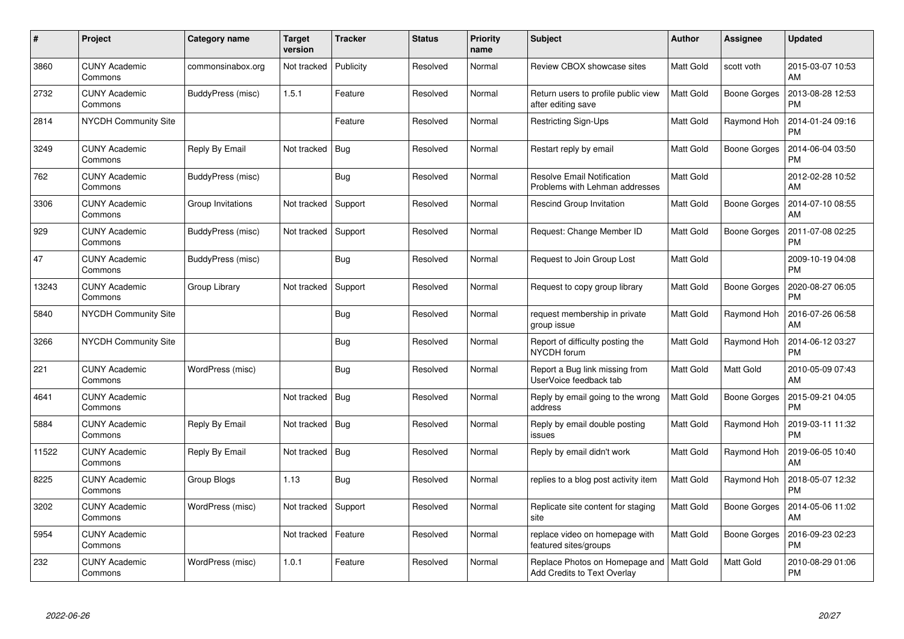| # | Project | Category name | Target version | Tracker | Status | Priority name | Subject | Author | Assignee | Updated |
|---|---|---|---|---|---|---|---|---|---|---|
| 3860 | CUNY Academic Commons | commonsinabox.org | Not tracked | Publicity | Resolved | Normal | Review CBOX showcase sites | Matt Gold | scott voth | 2015-03-07 10:53 AM |
| 2732 | CUNY Academic Commons | BuddyPress (misc) | 1.5.1 | Feature | Resolved | Normal | Return users to profile public view after editing save | Matt Gold | Boone Gorges | 2013-08-28 12:53 PM |
| 2814 | NYCDH Community Site | | | Feature | Resolved | Normal | Restricting Sign-Ups | Matt Gold | Raymond Hoh | 2014-01-24 09:16 PM |
| 3249 | CUNY Academic Commons | Reply By Email | Not tracked | Bug | Resolved | Normal | Restart reply by email | Matt Gold | Boone Gorges | 2014-06-04 03:50 PM |
| 762 | CUNY Academic Commons | BuddyPress (misc) | | Bug | Resolved | Normal | Resolve Email Notification Problems with Lehman addresses | Matt Gold | | 2012-02-28 10:52 AM |
| 3306 | CUNY Academic Commons | Group Invitations | Not tracked | Support | Resolved | Normal | Rescind Group Invitation | Matt Gold | Boone Gorges | 2014-07-10 08:55 AM |
| 929 | CUNY Academic Commons | BuddyPress (misc) | Not tracked | Support | Resolved | Normal | Request: Change Member ID | Matt Gold | Boone Gorges | 2011-07-08 02:25 PM |
| 47 | CUNY Academic Commons | BuddyPress (misc) | | Bug | Resolved | Normal | Request to Join Group Lost | Matt Gold | | 2009-10-19 04:08 PM |
| 13243 | CUNY Academic Commons | Group Library | Not tracked | Support | Resolved | Normal | Request to copy group library | Matt Gold | Boone Gorges | 2020-08-27 06:05 PM |
| 5840 | NYCDH Community Site | | | Bug | Resolved | Normal | request membership in private group issue | Matt Gold | Raymond Hoh | 2016-07-26 06:58 AM |
| 3266 | NYCDH Community Site | | | Bug | Resolved | Normal | Report of difficulty posting the NYCDH forum | Matt Gold | Raymond Hoh | 2014-06-12 03:27 PM |
| 221 | CUNY Academic Commons | WordPress (misc) | | Bug | Resolved | Normal | Report a Bug link missing from UserVoice feedback tab | Matt Gold | Matt Gold | 2010-05-09 07:43 AM |
| 4641 | CUNY Academic Commons | | Not tracked | Bug | Resolved | Normal | Reply by email going to the wrong address | Matt Gold | Boone Gorges | 2015-09-21 04:05 PM |
| 5884 | CUNY Academic Commons | Reply By Email | Not tracked | Bug | Resolved | Normal | Reply by email double posting issues | Matt Gold | Raymond Hoh | 2019-03-11 11:32 PM |
| 11522 | CUNY Academic Commons | Reply By Email | Not tracked | Bug | Resolved | Normal | Reply by email didn't work | Matt Gold | Raymond Hoh | 2019-06-05 10:40 AM |
| 8225 | CUNY Academic Commons | Group Blogs | 1.13 | Bug | Resolved | Normal | replies to a blog post activity item | Matt Gold | Raymond Hoh | 2018-05-07 12:32 PM |
| 3202 | CUNY Academic Commons | WordPress (misc) | Not tracked | Support | Resolved | Normal | Replicate site content for staging site | Matt Gold | Boone Gorges | 2014-05-06 11:02 AM |
| 5954 | CUNY Academic Commons | | Not tracked | Feature | Resolved | Normal | replace video on homepage with featured sites/groups | Matt Gold | Boone Gorges | 2016-09-23 02:23 PM |
| 232 | CUNY Academic Commons | WordPress (misc) | 1.0.1 | Feature | Resolved | Normal | Replace Photos on Homepage and Add Credits to Text Overlay | Matt Gold | Matt Gold | 2010-08-29 01:06 PM |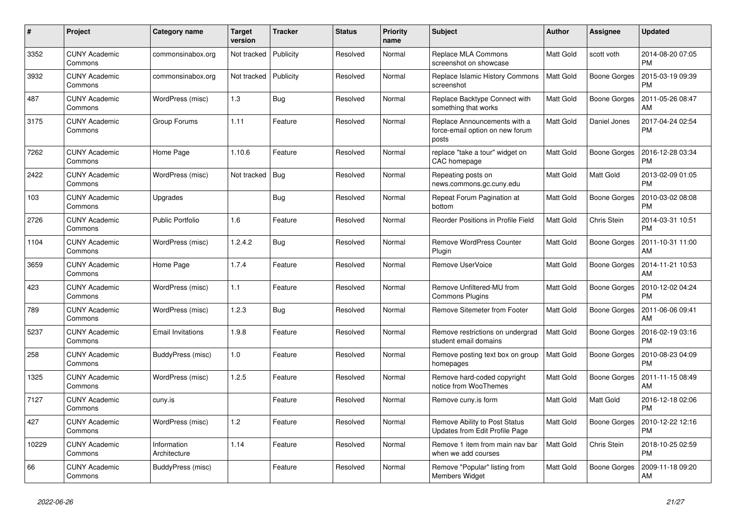| # | Project | Category name | Target version | Tracker | Status | Priority name | Subject | Author | Assignee | Updated |
|---|---|---|---|---|---|---|---|---|---|---|
| 3352 | CUNY Academic Commons | commonsinabox.org | Not tracked | Publicity | Resolved | Normal | Replace MLA Commons screenshot on showcase | Matt Gold | scott voth | 2014-08-20 07:05 PM |
| 3932 | CUNY Academic Commons | commonsinabox.org | Not tracked | Publicity | Resolved | Normal | Replace Islamic History Commons screenshot | Matt Gold | Boone Gorges | 2015-03-19 09:39 PM |
| 487 | CUNY Academic Commons | WordPress (misc) | 1.3 | Bug | Resolved | Normal | Replace Backtype Connect with something that works | Matt Gold | Boone Gorges | 2011-05-26 08:47 AM |
| 3175 | CUNY Academic Commons | Group Forums | 1.11 | Feature | Resolved | Normal | Replace Announcements with a force-email option on new forum posts | Matt Gold | Daniel Jones | 2017-04-24 02:54 PM |
| 7262 | CUNY Academic Commons | Home Page | 1.10.6 | Feature | Resolved | Normal | replace "take a tour" widget on CAC homepage | Matt Gold | Boone Gorges | 2016-12-28 03:34 PM |
| 2422 | CUNY Academic Commons | WordPress (misc) | Not tracked | Bug | Resolved | Normal | Repeating posts on news.commons.gc.cuny.edu | Matt Gold | Matt Gold | 2013-02-09 01:05 PM |
| 103 | CUNY Academic Commons | Upgrades | | Bug | Resolved | Normal | Repeat Forum Pagination at bottom | Matt Gold | Boone Gorges | 2010-03-02 08:08 PM |
| 2726 | CUNY Academic Commons | Public Portfolio | 1.6 | Feature | Resolved | Normal | Reorder Positions in Profile Field | Matt Gold | Chris Stein | 2014-03-31 10:51 PM |
| 1104 | CUNY Academic Commons | WordPress (misc) | 1.2.4.2 | Bug | Resolved | Normal | Remove WordPress Counter Plugin | Matt Gold | Boone Gorges | 2011-10-31 11:00 AM |
| 3659 | CUNY Academic Commons | Home Page | 1.7.4 | Feature | Resolved | Normal | Remove UserVoice | Matt Gold | Boone Gorges | 2014-11-21 10:53 AM |
| 423 | CUNY Academic Commons | WordPress (misc) | 1.1 | Feature | Resolved | Normal | Remove Unfiltered-MU from Commons Plugins | Matt Gold | Boone Gorges | 2010-12-02 04:24 PM |
| 789 | CUNY Academic Commons | WordPress (misc) | 1.2.3 | Bug | Resolved | Normal | Remove Sitemeter from Footer | Matt Gold | Boone Gorges | 2011-06-06 09:41 AM |
| 5237 | CUNY Academic Commons | Email Invitations | 1.9.8 | Feature | Resolved | Normal | Remove restrictions on undergrad student email domains | Matt Gold | Boone Gorges | 2016-02-19 03:16 PM |
| 258 | CUNY Academic Commons | BuddyPress (misc) | 1.0 | Feature | Resolved | Normal | Remove posting text box on group homepages | Matt Gold | Boone Gorges | 2010-08-23 04:09 PM |
| 1325 | CUNY Academic Commons | WordPress (misc) | 1.2.5 | Feature | Resolved | Normal | Remove hard-coded copyright notice from WooThemes | Matt Gold | Boone Gorges | 2011-11-15 08:49 AM |
| 7127 | CUNY Academic Commons | cuny.is | | Feature | Resolved | Normal | Remove cuny.is form | Matt Gold | Matt Gold | 2016-12-18 02:06 PM |
| 427 | CUNY Academic Commons | WordPress (misc) | 1.2 | Feature | Resolved | Normal | Remove Ability to Post Status Updates from Edit Profile Page | Matt Gold | Boone Gorges | 2010-12-22 12:16 PM |
| 10229 | CUNY Academic Commons | Information Architecture | 1.14 | Feature | Resolved | Normal | Remove 1 item from main nav bar when we add courses | Matt Gold | Chris Stein | 2018-10-25 02:59 PM |
| 66 | CUNY Academic Commons | BuddyPress (misc) | | Feature | Resolved | Normal | Remove "Popular" listing from Members Widget | Matt Gold | Boone Gorges | 2009-11-18 09:20 AM |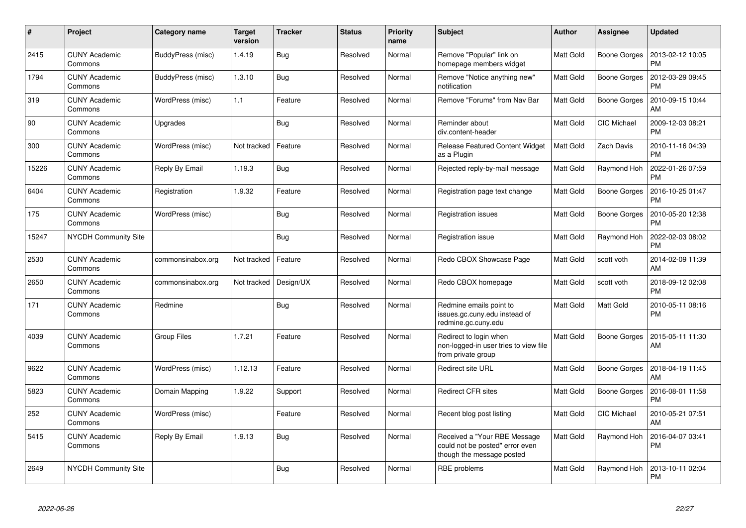| # | Project | Category name | Target version | Tracker | Status | Priority name | Subject | Author | Assignee | Updated |
|---|---|---|---|---|---|---|---|---|---|---|
| 2415 | CUNY Academic Commons | BuddyPress (misc) | 1.4.19 | Bug | Resolved | Normal | Remove "Popular" link on homepage members widget | Matt Gold | Boone Gorges | 2013-02-12 10:05 PM |
| 1794 | CUNY Academic Commons | BuddyPress (misc) | 1.3.10 | Bug | Resolved | Normal | Remove "Notice anything new" notification | Matt Gold | Boone Gorges | 2012-03-29 09:45 PM |
| 319 | CUNY Academic Commons | WordPress (misc) | 1.1 | Feature | Resolved | Normal | Remove "Forums" from Nav Bar | Matt Gold | Boone Gorges | 2010-09-15 10:44 AM |
| 90 | CUNY Academic Commons | Upgrades | | Bug | Resolved | Normal | Reminder about div.content-header | Matt Gold | CIC Michael | 2009-12-03 08:21 PM |
| 300 | CUNY Academic Commons | WordPress (misc) | Not tracked | Feature | Resolved | Normal | Release Featured Content Widget as a Plugin | Matt Gold | Zach Davis | 2010-11-16 04:39 PM |
| 15226 | CUNY Academic Commons | Reply By Email | 1.19.3 | Bug | Resolved | Normal | Rejected reply-by-mail message | Matt Gold | Raymond Hoh | 2022-01-26 07:59 PM |
| 6404 | CUNY Academic Commons | Registration | 1.9.32 | Feature | Resolved | Normal | Registration page text change | Matt Gold | Boone Gorges | 2016-10-25 01:47 PM |
| 175 | CUNY Academic Commons | WordPress (misc) | | Bug | Resolved | Normal | Registration issues | Matt Gold | Boone Gorges | 2010-05-20 12:38 PM |
| 15247 | NYCDH Community Site | | | Bug | Resolved | Normal | Registration issue | Matt Gold | Raymond Hoh | 2022-02-03 08:02 PM |
| 2530 | CUNY Academic Commons | commonsinabox.org | Not tracked | Feature | Resolved | Normal | Redo CBOX Showcase Page | Matt Gold | scott voth | 2014-02-09 11:39 AM |
| 2650 | CUNY Academic Commons | commonsinabox.org | Not tracked | Design/UX | Resolved | Normal | Redo CBOX homepage | Matt Gold | scott voth | 2018-09-12 02:08 PM |
| 171 | CUNY Academic Commons | Redmine | | Bug | Resolved | Normal | Redmine emails point to issues.gc.cuny.edu instead of redmine.gc.cuny.edu | Matt Gold | Matt Gold | 2010-05-11 08:16 PM |
| 4039 | CUNY Academic Commons | Group Files | 1.7.21 | Feature | Resolved | Normal | Redirect to login when non-logged-in user tries to view file from private group | Matt Gold | Boone Gorges | 2015-05-11 11:30 AM |
| 9622 | CUNY Academic Commons | WordPress (misc) | 1.12.13 | Feature | Resolved | Normal | Redirect site URL | Matt Gold | Boone Gorges | 2018-04-19 11:45 AM |
| 5823 | CUNY Academic Commons | Domain Mapping | 1.9.22 | Support | Resolved | Normal | Redirect CFR sites | Matt Gold | Boone Gorges | 2016-08-01 11:58 PM |
| 252 | CUNY Academic Commons | WordPress (misc) | | Feature | Resolved | Normal | Recent blog post listing | Matt Gold | CIC Michael | 2010-05-21 07:51 AM |
| 5415 | CUNY Academic Commons | Reply By Email | 1.9.13 | Bug | Resolved | Normal | Received a "Your RBE Message could not be posted" error even though the message posted | Matt Gold | Raymond Hoh | 2016-04-07 03:41 PM |
| 2649 | NYCDH Community Site | | | Bug | Resolved | Normal | RBE problems | Matt Gold | Raymond Hoh | 2013-10-11 02:04 PM |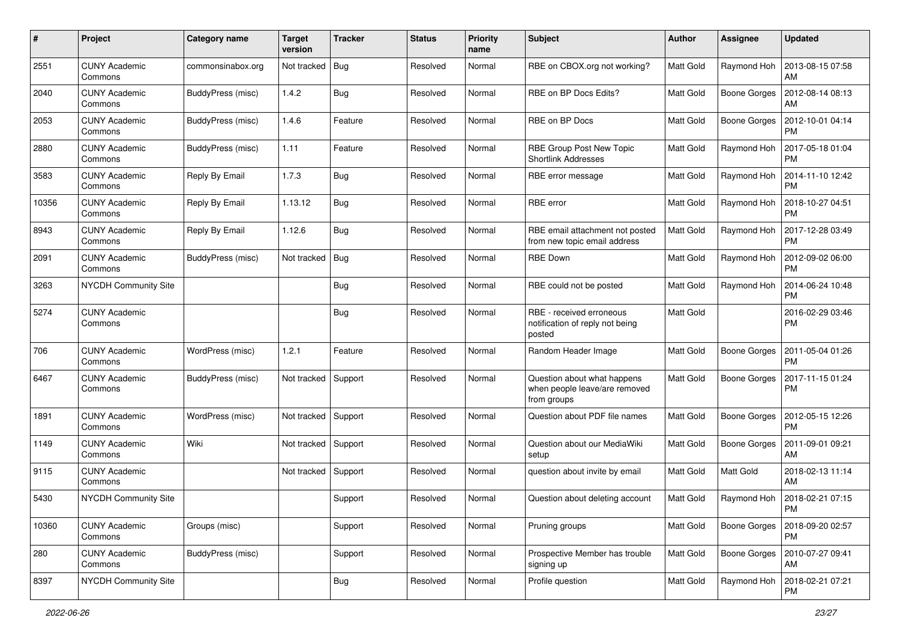| # | Project | Category name | Target version | Tracker | Status | Priority name | Subject | Author | Assignee | Updated |
|---|---|---|---|---|---|---|---|---|---|---|
| 2551 | CUNY Academic Commons | commonsinabox.org | Not tracked | Bug | Resolved | Normal | RBE on CBOX.org not working? | Matt Gold | Raymond Hoh | 2013-08-15 07:58 AM |
| 2040 | CUNY Academic Commons | BuddyPress (misc) | 1.4.2 | Bug | Resolved | Normal | RBE on BP Docs Edits? | Matt Gold | Boone Gorges | 2012-08-14 08:13 AM |
| 2053 | CUNY Academic Commons | BuddyPress (misc) | 1.4.6 | Feature | Resolved | Normal | RBE on BP Docs | Matt Gold | Boone Gorges | 2012-10-01 04:14 PM |
| 2880 | CUNY Academic Commons | BuddyPress (misc) | 1.11 | Feature | Resolved | Normal | RBE Group Post New Topic Shortlink Addresses | Matt Gold | Raymond Hoh | 2017-05-18 01:04 PM |
| 3583 | CUNY Academic Commons | Reply By Email | 1.7.3 | Bug | Resolved | Normal | RBE error message | Matt Gold | Raymond Hoh | 2014-11-10 12:42 PM |
| 10356 | CUNY Academic Commons | Reply By Email | 1.13.12 | Bug | Resolved | Normal | RBE error | Matt Gold | Raymond Hoh | 2018-10-27 04:51 PM |
| 8943 | CUNY Academic Commons | Reply By Email | 1.12.6 | Bug | Resolved | Normal | RBE email attachment not posted from new topic email address | Matt Gold | Raymond Hoh | 2017-12-28 03:49 PM |
| 2091 | CUNY Academic Commons | BuddyPress (misc) | Not tracked | Bug | Resolved | Normal | RBE Down | Matt Gold | Raymond Hoh | 2012-09-02 06:00 PM |
| 3263 | NYCDH Community Site | | | Bug | Resolved | Normal | RBE could not be posted | Matt Gold | Raymond Hoh | 2014-06-24 10:48 PM |
| 5274 | CUNY Academic Commons | | | Bug | Resolved | Normal | RBE - received erroneous notification of reply not being posted | Matt Gold | | 2016-02-29 03:46 PM |
| 706 | CUNY Academic Commons | WordPress (misc) | 1.2.1 | Feature | Resolved | Normal | Random Header Image | Matt Gold | Boone Gorges | 2011-05-04 01:26 PM |
| 6467 | CUNY Academic Commons | BuddyPress (misc) | Not tracked | Support | Resolved | Normal | Question about what happens when people leave/are removed from groups | Matt Gold | Boone Gorges | 2017-11-15 01:24 PM |
| 1891 | CUNY Academic Commons | WordPress (misc) | Not tracked | Support | Resolved | Normal | Question about PDF file names | Matt Gold | Boone Gorges | 2012-05-15 12:26 PM |
| 1149 | CUNY Academic Commons | Wiki | Not tracked | Support | Resolved | Normal | Question about our MediaWiki setup | Matt Gold | Boone Gorges | 2011-09-01 09:21 AM |
| 9115 | CUNY Academic Commons | | Not tracked | Support | Resolved | Normal | question about invite by email | Matt Gold | Matt Gold | 2018-02-13 11:14 AM |
| 5430 | NYCDH Community Site | | | Support | Resolved | Normal | Question about deleting account | Matt Gold | Raymond Hoh | 2018-02-21 07:15 PM |
| 10360 | CUNY Academic Commons | Groups (misc) | | Support | Resolved | Normal | Pruning groups | Matt Gold | Boone Gorges | 2018-09-20 02:57 PM |
| 280 | CUNY Academic Commons | BuddyPress (misc) | | Support | Resolved | Normal | Prospective Member has trouble signing up | Matt Gold | Boone Gorges | 2010-07-27 09:41 AM |
| 8397 | NYCDH Community Site | | | Bug | Resolved | Normal | Profile question | Matt Gold | Raymond Hoh | 2018-02-21 07:21 PM |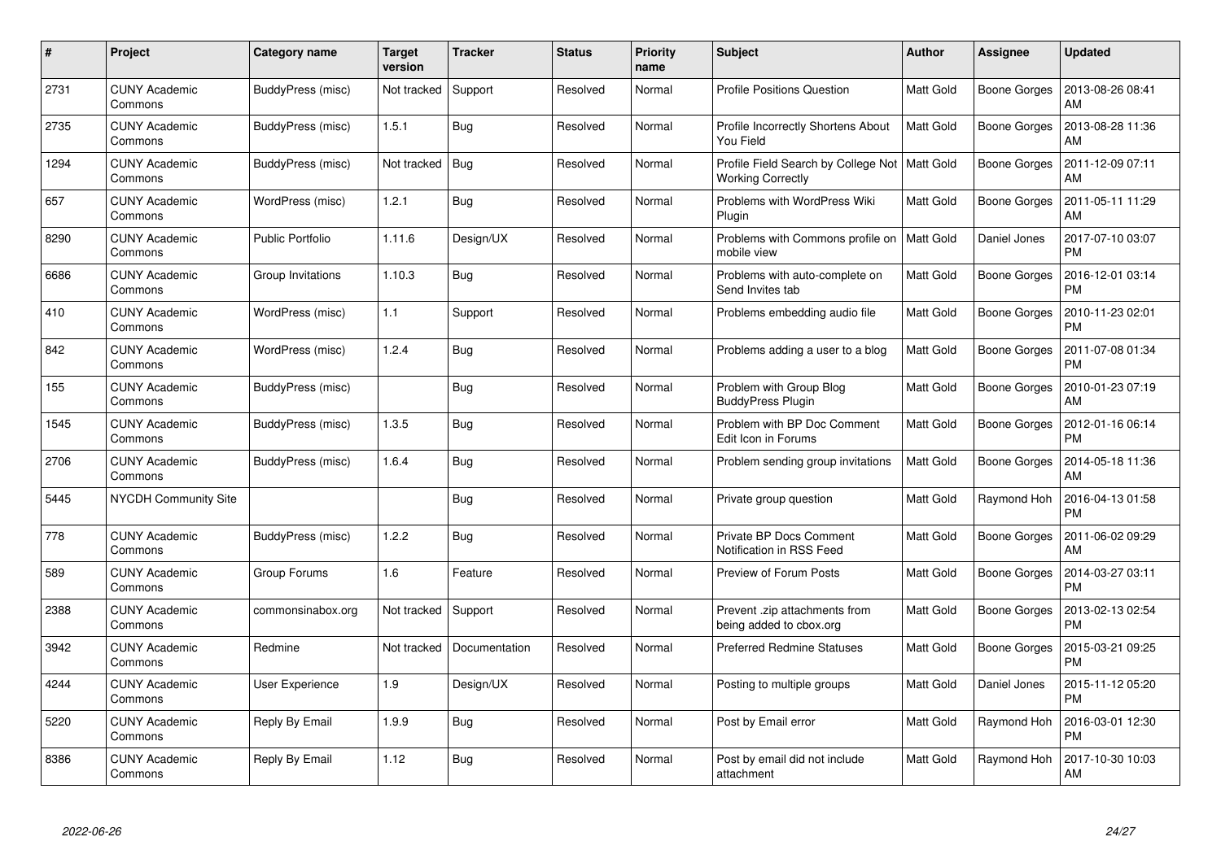| # | Project | Category name | Target version | Tracker | Status | Priority name | Subject | Author | Assignee | Updated |
|---|---|---|---|---|---|---|---|---|---|---|
| 2731 | CUNY Academic Commons | BuddyPress (misc) | Not tracked | Support | Resolved | Normal | Profile Positions Question | Matt Gold | Boone Gorges | 2013-08-26 08:41 AM |
| 2735 | CUNY Academic Commons | BuddyPress (misc) | 1.5.1 | Bug | Resolved | Normal | Profile Incorrectly Shortens About You Field | Matt Gold | Boone Gorges | 2013-08-28 11:36 AM |
| 1294 | CUNY Academic Commons | BuddyPress (misc) | Not tracked | Bug | Resolved | Normal | Profile Field Search by College Not Working Correctly | Matt Gold | Boone Gorges | 2011-12-09 07:11 AM |
| 657 | CUNY Academic Commons | WordPress (misc) | 1.2.1 | Bug | Resolved | Normal | Problems with WordPress Wiki Plugin | Matt Gold | Boone Gorges | 2011-05-11 11:29 AM |
| 8290 | CUNY Academic Commons | Public Portfolio | 1.11.6 | Design/UX | Resolved | Normal | Problems with Commons profile on mobile view | Matt Gold | Daniel Jones | 2017-07-10 03:07 PM |
| 6686 | CUNY Academic Commons | Group Invitations | 1.10.3 | Bug | Resolved | Normal | Problems with auto-complete on Send Invites tab | Matt Gold | Boone Gorges | 2016-12-01 03:14 PM |
| 410 | CUNY Academic Commons | WordPress (misc) | 1.1 | Support | Resolved | Normal | Problems embedding audio file | Matt Gold | Boone Gorges | 2010-11-23 02:01 PM |
| 842 | CUNY Academic Commons | WordPress (misc) | 1.2.4 | Bug | Resolved | Normal | Problems adding a user to a blog | Matt Gold | Boone Gorges | 2011-07-08 01:34 PM |
| 155 | CUNY Academic Commons | BuddyPress (misc) | | Bug | Resolved | Normal | Problem with Group Blog BuddyPress Plugin | Matt Gold | Boone Gorges | 2010-01-23 07:19 AM |
| 1545 | CUNY Academic Commons | BuddyPress (misc) | 1.3.5 | Bug | Resolved | Normal | Problem with BP Doc Comment Edit Icon in Forums | Matt Gold | Boone Gorges | 2012-01-16 06:14 PM |
| 2706 | CUNY Academic Commons | BuddyPress (misc) | 1.6.4 | Bug | Resolved | Normal | Problem sending group invitations | Matt Gold | Boone Gorges | 2014-05-18 11:36 AM |
| 5445 | NYCDH Community Site | | | Bug | Resolved | Normal | Private group question | Matt Gold | Raymond Hoh | 2016-04-13 01:58 PM |
| 778 | CUNY Academic Commons | BuddyPress (misc) | 1.2.2 | Bug | Resolved | Normal | Private BP Docs Comment Notification in RSS Feed | Matt Gold | Boone Gorges | 2011-06-02 09:29 AM |
| 589 | CUNY Academic Commons | Group Forums | 1.6 | Feature | Resolved | Normal | Preview of Forum Posts | Matt Gold | Boone Gorges | 2014-03-27 03:11 PM |
| 2388 | CUNY Academic Commons | commonsinabox.org | Not tracked | Support | Resolved | Normal | Prevent .zip attachments from being added to cbox.org | Matt Gold | Boone Gorges | 2013-02-13 02:54 PM |
| 3942 | CUNY Academic Commons | Redmine | Not tracked | Documentation | Resolved | Normal | Preferred Redmine Statuses | Matt Gold | Boone Gorges | 2015-03-21 09:25 PM |
| 4244 | CUNY Academic Commons | User Experience | 1.9 | Design/UX | Resolved | Normal | Posting to multiple groups | Matt Gold | Daniel Jones | 2015-11-12 05:20 PM |
| 5220 | CUNY Academic Commons | Reply By Email | 1.9.9 | Bug | Resolved | Normal | Post by Email error | Matt Gold | Raymond Hoh | 2016-03-01 12:30 PM |
| 8386 | CUNY Academic Commons | Reply By Email | 1.12 | Bug | Resolved | Normal | Post by email did not include attachment | Matt Gold | Raymond Hoh | 2017-10-30 10:03 AM |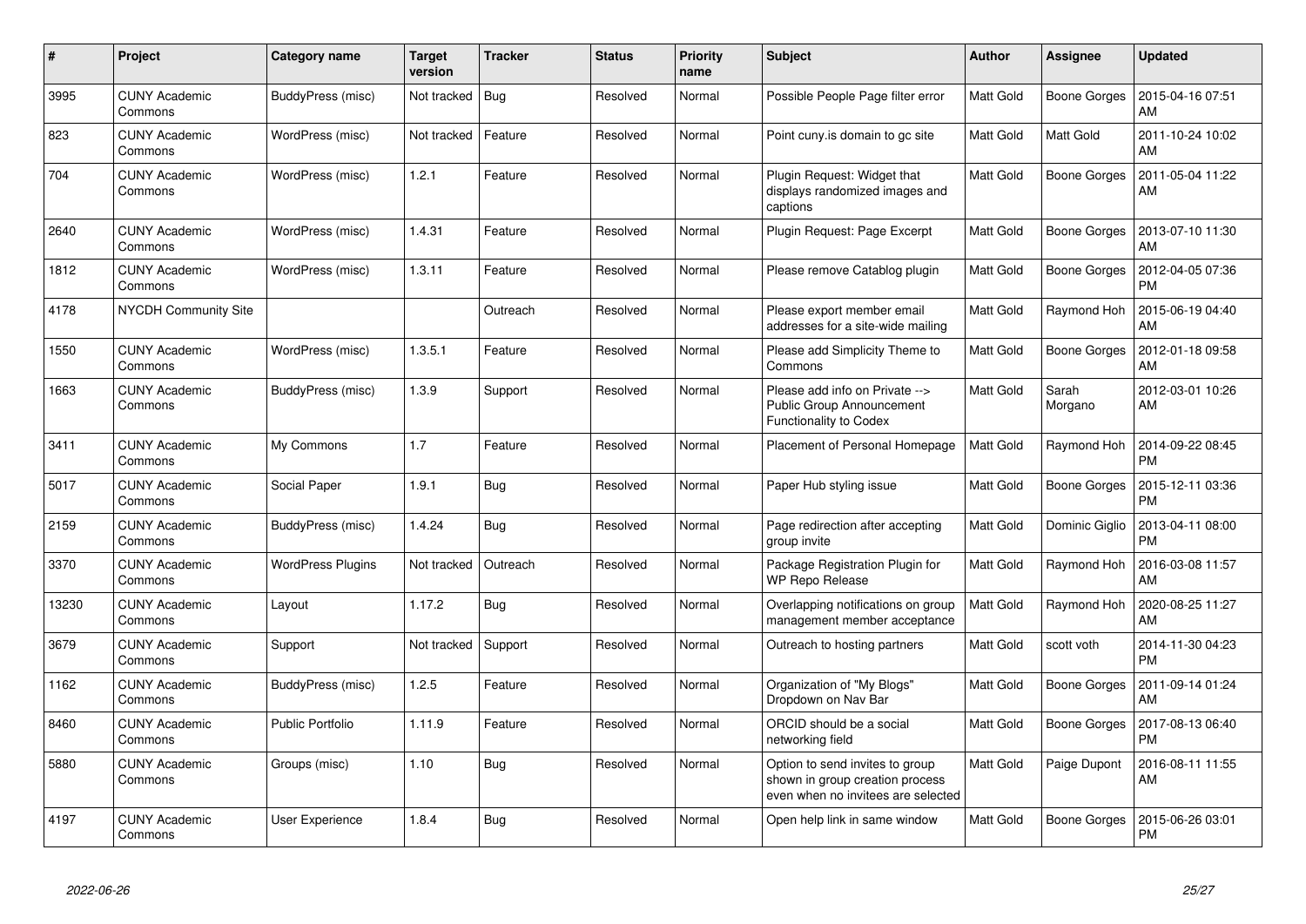| # | Project | Category name | Target version | Tracker | Status | Priority name | Subject | Author | Assignee | Updated |
|---|---|---|---|---|---|---|---|---|---|---|
| 3995 | CUNY Academic Commons | BuddyPress (misc) | Not tracked | Bug | Resolved | Normal | Possible People Page filter error | Matt Gold | Boone Gorges | 2015-04-16 07:51 AM |
| 823 | CUNY Academic Commons | WordPress (misc) | Not tracked | Feature | Resolved | Normal | Point cuny.is domain to gc site | Matt Gold | Matt Gold | 2011-10-24 10:02 AM |
| 704 | CUNY Academic Commons | WordPress (misc) | 1.2.1 | Feature | Resolved | Normal | Plugin Request: Widget that displays randomized images and captions | Matt Gold | Boone Gorges | 2011-05-04 11:22 AM |
| 2640 | CUNY Academic Commons | WordPress (misc) | 1.4.31 | Feature | Resolved | Normal | Plugin Request: Page Excerpt | Matt Gold | Boone Gorges | 2013-07-10 11:30 AM |
| 1812 | CUNY Academic Commons | WordPress (misc) | 1.3.11 | Feature | Resolved | Normal | Please remove Catablog plugin | Matt Gold | Boone Gorges | 2012-04-05 07:36 PM |
| 4178 | NYCDH Community Site | | | Outreach | Resolved | Normal | Please export member email addresses for a site-wide mailing | Matt Gold | Raymond Hoh | 2015-06-19 04:40 AM |
| 1550 | CUNY Academic Commons | WordPress (misc) | 1.3.5.1 | Feature | Resolved | Normal | Please add Simplicity Theme to Commons | Matt Gold | Boone Gorges | 2012-01-18 09:58 AM |
| 1663 | CUNY Academic Commons | BuddyPress (misc) | 1.3.9 | Support | Resolved | Normal | Please add info on Private --> Public Group Announcement Functionality to Codex | Matt Gold | Sarah Morgano | 2012-03-01 10:26 AM |
| 3411 | CUNY Academic Commons | My Commons | 1.7 | Feature | Resolved | Normal | Placement of Personal Homepage | Matt Gold | Raymond Hoh | 2014-09-22 08:45 PM |
| 5017 | CUNY Academic Commons | Social Paper | 1.9.1 | Bug | Resolved | Normal | Paper Hub styling issue | Matt Gold | Boone Gorges | 2015-12-11 03:36 PM |
| 2159 | CUNY Academic Commons | BuddyPress (misc) | 1.4.24 | Bug | Resolved | Normal | Page redirection after accepting group invite | Matt Gold | Dominic Giglio | 2013-04-11 08:00 PM |
| 3370 | CUNY Academic Commons | WordPress Plugins | Not tracked | Outreach | Resolved | Normal | Package Registration Plugin for WP Repo Release | Matt Gold | Raymond Hoh | 2016-03-08 11:57 AM |
| 13230 | CUNY Academic Commons | Layout | 1.17.2 | Bug | Resolved | Normal | Overlapping notifications on group management member acceptance | Matt Gold | Raymond Hoh | 2020-08-25 11:27 AM |
| 3679 | CUNY Academic Commons | Support | Not tracked | Support | Resolved | Normal | Outreach to hosting partners | Matt Gold | scott voth | 2014-11-30 04:23 PM |
| 1162 | CUNY Academic Commons | BuddyPress (misc) | 1.2.5 | Feature | Resolved | Normal | Organization of "My Blogs" Dropdown on Nav Bar | Matt Gold | Boone Gorges | 2011-09-14 01:24 AM |
| 8460 | CUNY Academic Commons | Public Portfolio | 1.11.9 | Feature | Resolved | Normal | ORCID should be a social networking field | Matt Gold | Boone Gorges | 2017-08-13 06:40 PM |
| 5880 | CUNY Academic Commons | Groups (misc) | 1.10 | Bug | Resolved | Normal | Option to send invites to group shown in group creation process even when no invitees are selected | Matt Gold | Paige Dupont | 2016-08-11 11:55 AM |
| 4197 | CUNY Academic Commons | User Experience | 1.8.4 | Bug | Resolved | Normal | Open help link in same window | Matt Gold | Boone Gorges | 2015-06-26 03:01 PM |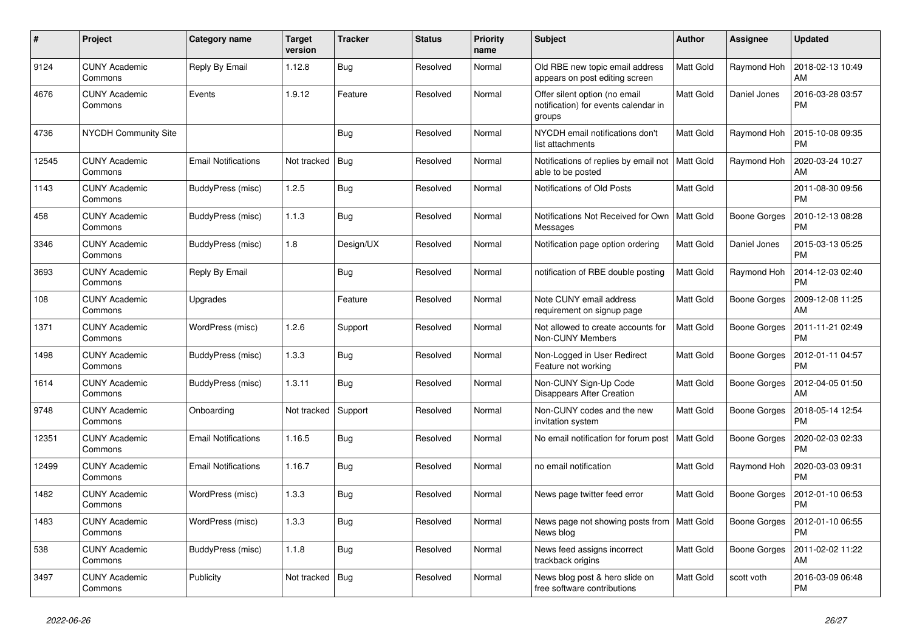| # | Project | Category name | Target version | Tracker | Status | Priority name | Subject | Author | Assignee | Updated |
|---|---|---|---|---|---|---|---|---|---|---|
| 9124 | CUNY Academic Commons | Reply By Email | 1.12.8 | Bug | Resolved | Normal | Old RBE new topic email address appears on post editing screen | Matt Gold | Raymond Hoh | 2018-02-13 10:49 AM |
| 4676 | CUNY Academic Commons | Events | 1.9.12 | Feature | Resolved | Normal | Offer silent option (no email notification) for events calendar in groups | Matt Gold | Daniel Jones | 2016-03-28 03:57 PM |
| 4736 | NYCDH Community Site | | | Bug | Resolved | Normal | NYCDH email notifications don't list attachments | Matt Gold | Raymond Hoh | 2015-10-08 09:35 PM |
| 12545 | CUNY Academic Commons | Email Notifications | Not tracked | Bug | Resolved | Normal | Notifications of replies by email not able to be posted | Matt Gold | Raymond Hoh | 2020-03-24 10:27 AM |
| 1143 | CUNY Academic Commons | BuddyPress (misc) | 1.2.5 | Bug | Resolved | Normal | Notifications of Old Posts | Matt Gold | | 2011-08-30 09:56 PM |
| 458 | CUNY Academic Commons | BuddyPress (misc) | 1.1.3 | Bug | Resolved | Normal | Notifications Not Received for Own Messages | Matt Gold | Boone Gorges | 2010-12-13 08:28 PM |
| 3346 | CUNY Academic Commons | BuddyPress (misc) | 1.8 | Design/UX | Resolved | Normal | Notification page option ordering | Matt Gold | Daniel Jones | 2015-03-13 05:25 PM |
| 3693 | CUNY Academic Commons | Reply By Email | | Bug | Resolved | Normal | notification of RBE double posting | Matt Gold | Raymond Hoh | 2014-12-03 02:40 PM |
| 108 | CUNY Academic Commons | Upgrades | | Feature | Resolved | Normal | Note CUNY email address requirement on signup page | Matt Gold | Boone Gorges | 2009-12-08 11:25 AM |
| 1371 | CUNY Academic Commons | WordPress (misc) | 1.2.6 | Support | Resolved | Normal | Not allowed to create accounts for Non-CUNY Members | Matt Gold | Boone Gorges | 2011-11-21 02:49 PM |
| 1498 | CUNY Academic Commons | BuddyPress (misc) | 1.3.3 | Bug | Resolved | Normal | Non-Logged in User Redirect Feature not working | Matt Gold | Boone Gorges | 2012-01-11 04:57 PM |
| 1614 | CUNY Academic Commons | BuddyPress (misc) | 1.3.11 | Bug | Resolved | Normal | Non-CUNY Sign-Up Code Disappears After Creation | Matt Gold | Boone Gorges | 2012-04-05 01:50 AM |
| 9748 | CUNY Academic Commons | Onboarding | Not tracked | Support | Resolved | Normal | Non-CUNY codes and the new invitation system | Matt Gold | Boone Gorges | 2018-05-14 12:54 PM |
| 12351 | CUNY Academic Commons | Email Notifications | 1.16.5 | Bug | Resolved | Normal | No email notification for forum post | Matt Gold | Boone Gorges | 2020-02-03 02:33 PM |
| 12499 | CUNY Academic Commons | Email Notifications | 1.16.7 | Bug | Resolved | Normal | no email notification | Matt Gold | Raymond Hoh | 2020-03-03 09:31 PM |
| 1482 | CUNY Academic Commons | WordPress (misc) | 1.3.3 | Bug | Resolved | Normal | News page twitter feed error | Matt Gold | Boone Gorges | 2012-01-10 06:53 PM |
| 1483 | CUNY Academic Commons | WordPress (misc) | 1.3.3 | Bug | Resolved | Normal | News page not showing posts from News blog | Matt Gold | Boone Gorges | 2012-01-10 06:55 PM |
| 538 | CUNY Academic Commons | BuddyPress (misc) | 1.1.8 | Bug | Resolved | Normal | News feed assigns incorrect trackback origins | Matt Gold | Boone Gorges | 2011-02-02 11:22 AM |
| 3497 | CUNY Academic Commons | Publicity | Not tracked | Bug | Resolved | Normal | News blog post & hero slide on free software contributions | Matt Gold | scott voth | 2016-03-09 06:48 PM |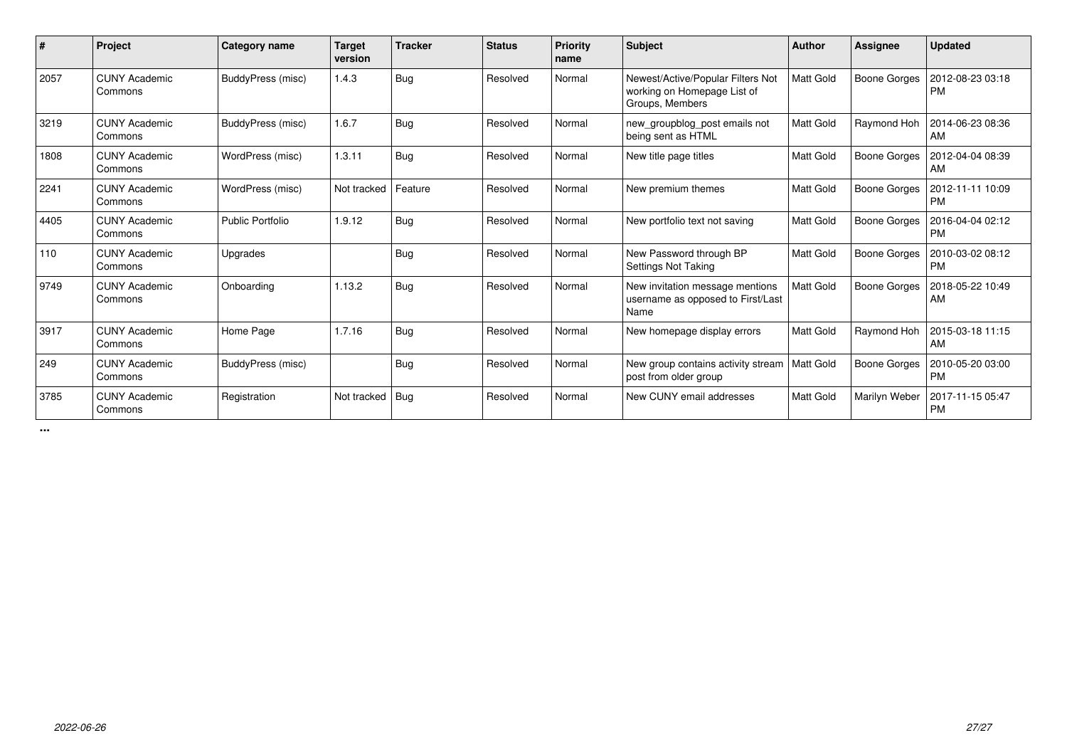| # | Project | Category name | Target version | Tracker | Status | Priority name | Subject | Author | Assignee | Updated |
|---|---|---|---|---|---|---|---|---|---|---|
| 2057 | CUNY Academic Commons | BuddyPress (misc) | 1.4.3 | Bug | Resolved | Normal | Newest/Active/Popular Filters Not working on Homepage List of Groups, Members | Matt Gold | Boone Gorges | 2012-08-23 03:18 PM |
| 3219 | CUNY Academic Commons | BuddyPress (misc) | 1.6.7 | Bug | Resolved | Normal | new_groupblog_post emails not being sent as HTML | Matt Gold | Raymond Hoh | 2014-06-23 08:36 AM |
| 1808 | CUNY Academic Commons | WordPress (misc) | 1.3.11 | Bug | Resolved | Normal | New title page titles | Matt Gold | Boone Gorges | 2012-04-04 08:39 AM |
| 2241 | CUNY Academic Commons | WordPress (misc) | Not tracked | Feature | Resolved | Normal | New premium themes | Matt Gold | Boone Gorges | 2012-11-11 10:09 PM |
| 4405 | CUNY Academic Commons | Public Portfolio | 1.9.12 | Bug | Resolved | Normal | New portfolio text not saving | Matt Gold | Boone Gorges | 2016-04-04 02:12 PM |
| 110 | CUNY Academic Commons | Upgrades | | Bug | Resolved | Normal | New Password through BP Settings Not Taking | Matt Gold | Boone Gorges | 2010-03-02 08:12 PM |
| 9749 | CUNY Academic Commons | Onboarding | 1.13.2 | Bug | Resolved | Normal | New invitation message mentions username as opposed to First/Last Name | Matt Gold | Boone Gorges | 2018-05-22 10:49 AM |
| 3917 | CUNY Academic Commons | Home Page | 1.7.16 | Bug | Resolved | Normal | New homepage display errors | Matt Gold | Raymond Hoh | 2015-03-18 11:15 AM |
| 249 | CUNY Academic Commons | BuddyPress (misc) | | Bug | Resolved | Normal | New group contains activity stream post from older group | Matt Gold | Boone Gorges | 2010-05-20 03:00 PM |
| 3785 | CUNY Academic Commons | Registration | Not tracked | Bug | Resolved | Normal | New CUNY email addresses | Matt Gold | Marilyn Weber | 2017-11-15 05:47 PM |

...